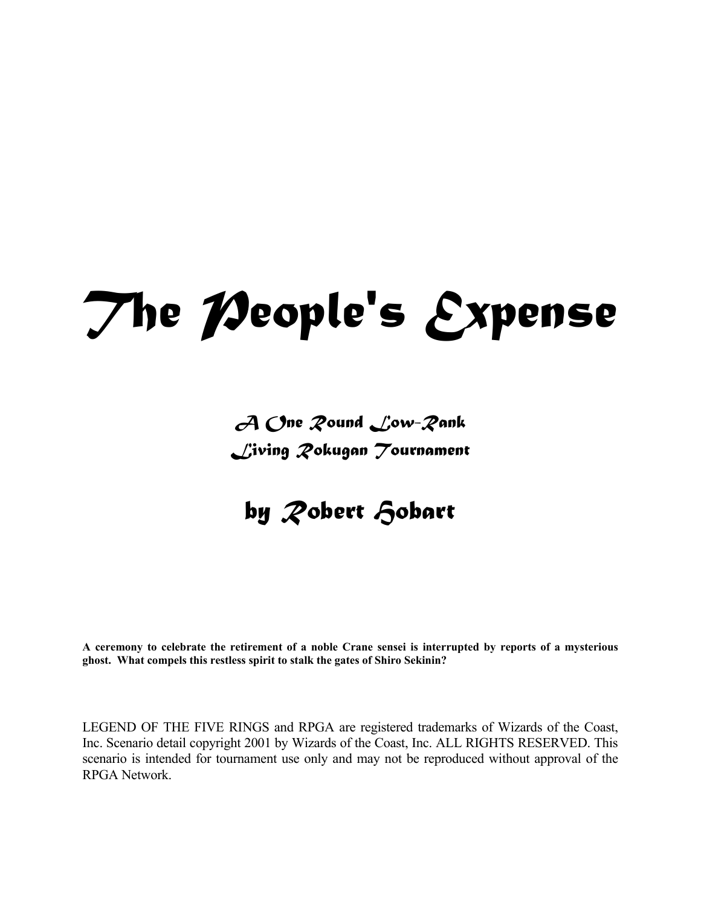# The People's Expense

### A One Round Low-Rank
### Living Rokugan Tournament

## by Robert Hobart

**A ceremony to celebrate the retirement of a noble Crane sensei is interrupted by reports of a mysterious ghost. What compels this restless spirit to stalk the gates of Shiro Sekinin?**

LEGEND OF THE FIVE RINGS and RPGA are registered trademarks of Wizards of the Coast, Inc. Scenario detail copyright 2001 by Wizards of the Coast, Inc. ALL RIGHTS RESERVED. This scenario is intended for tournament use only and may not be reproduced without approval of the RPGA Network.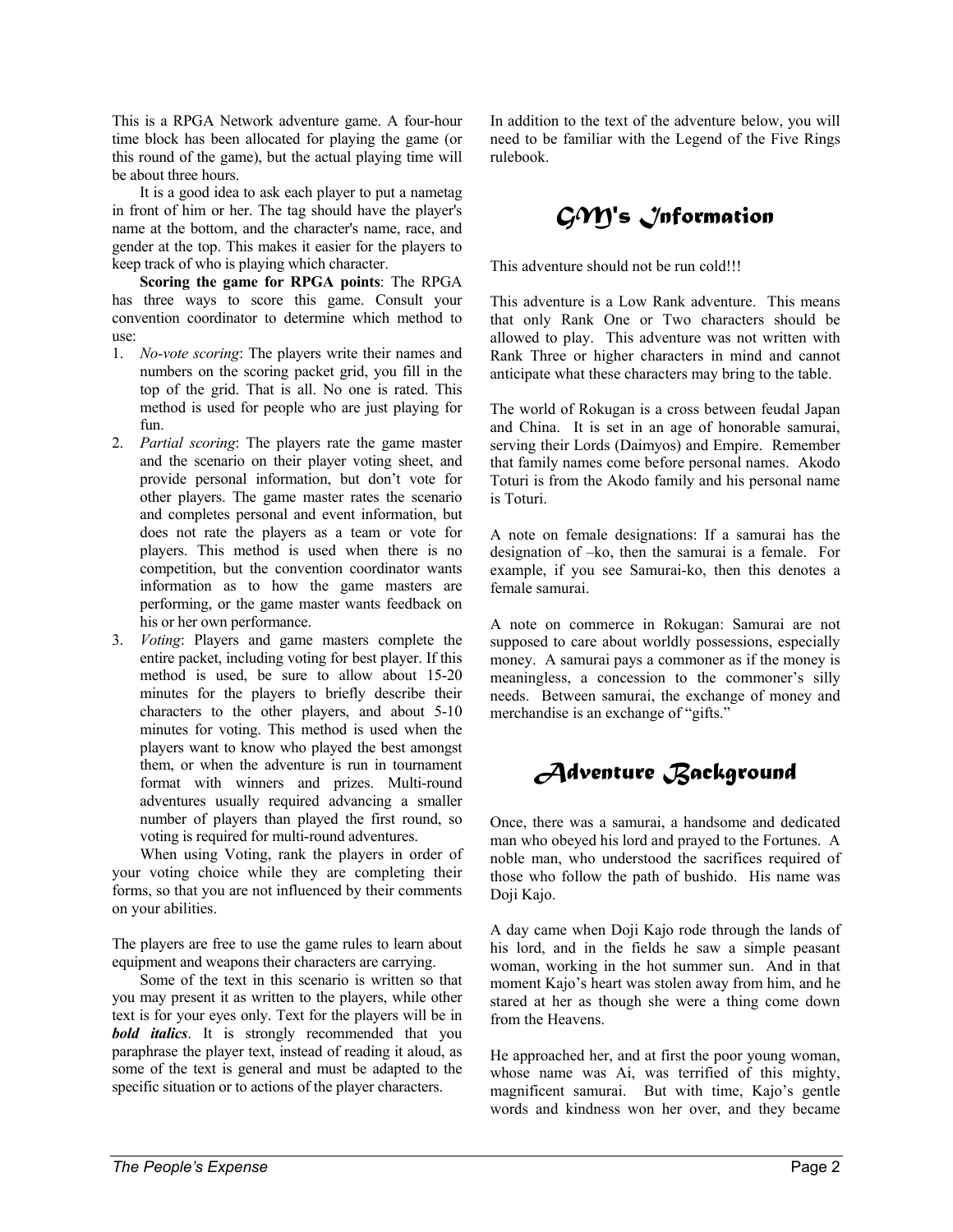This is a RPGA Network adventure game. A four-hour time block has been allocated for playing the game (or this round of the game), but the actual playing time will be about three hours.

It is a good idea to ask each player to put a nametag in front of him or her. The tag should have the player's name at the bottom, and the character's name, race, and gender at the top. This makes it easier for the players to keep track of who is playing which character.

**Scoring the game for RPGA points**: The RPGA has three ways to score this game. Consult your convention coordinator to determine which method to use:

1. *No-vote scoring*: The players write their names and numbers on the scoring packet grid, you fill in the top of the grid. That is all. No one is rated. This method is used for people who are just playing for fun.
2. *Partial scoring*: The players rate the game master and the scenario on their player voting sheet, and provide personal information, but don't vote for other players. The game master rates the scenario and completes personal and event information, but does not rate the players as a team or vote for players. This method is used when there is no competition, but the convention coordinator wants information as to how the game masters are performing, or the game master wants feedback on his or her own performance.
3. *Voting*: Players and game masters complete the entire packet, including voting for best player. If this method is used, be sure to allow about 15-20 minutes for the players to briefly describe their characters to the other players, and about 5-10 minutes for voting. This method is used when the players want to know who played the best amongst them, or when the adventure is run in tournament format with winners and prizes. Multi-round adventures usually required advancing a smaller number of players than played the first round, so voting is required for multi-round adventures.

When using Voting, rank the players in order of your voting choice while they are completing their forms, so that you are not influenced by their comments on your abilities.

The players are free to use the game rules to learn about equipment and weapons their characters are carrying.

Some of the text in this scenario is written so that you may present it as written to the players, while other text is for your eyes only. Text for the players will be in ***bold italics***. It is strongly recommended that you paraphrase the player text, instead of reading it aloud, as some of the text is general and must be adapted to the specific situation or to actions of the player characters.

In addition to the text of the adventure below, you will need to be familiar with the Legend of the Five Rings rulebook.

# GM's Information

This adventure should not be run cold!!!

This adventure is a Low Rank adventure. This means that only Rank One or Two characters should be allowed to play. This adventure was not written with Rank Three or higher characters in mind and cannot anticipate what these characters may bring to the table.

The world of Rokugan is a cross between feudal Japan and China. It is set in an age of honorable samurai, serving their Lords (Daimyos) and Empire. Remember that family names come before personal names. Akodo Toturi is from the Akodo family and his personal name is Toturi.

A note on female designations: If a samurai has the designation of –ko, then the samurai is a female. For example, if you see Samurai-ko, then this denotes a female samurai.

A note on commerce in Rokugan: Samurai are not supposed to care about worldly possessions, especially money. A samurai pays a commoner as if the money is meaningless, a concession to the commoner's silly needs. Between samurai, the exchange of money and merchandise is an exchange of "gifts."

# Adventure Background

Once, there was a samurai, a handsome and dedicated man who obeyed his lord and prayed to the Fortunes. A noble man, who understood the sacrifices required of those who follow the path of bushido. His name was Doji Kajo.

A day came when Doji Kajo rode through the lands of his lord, and in the fields he saw a simple peasant woman, working in the hot summer sun. And in that moment Kajo's heart was stolen away from him, and he stared at her as though she were a thing come down from the Heavens.

He approached her, and at first the poor young woman, whose name was Ai, was terrified of this mighty, magnificent samurai. But with time, Kajo's gentle words and kindness won her over, and they became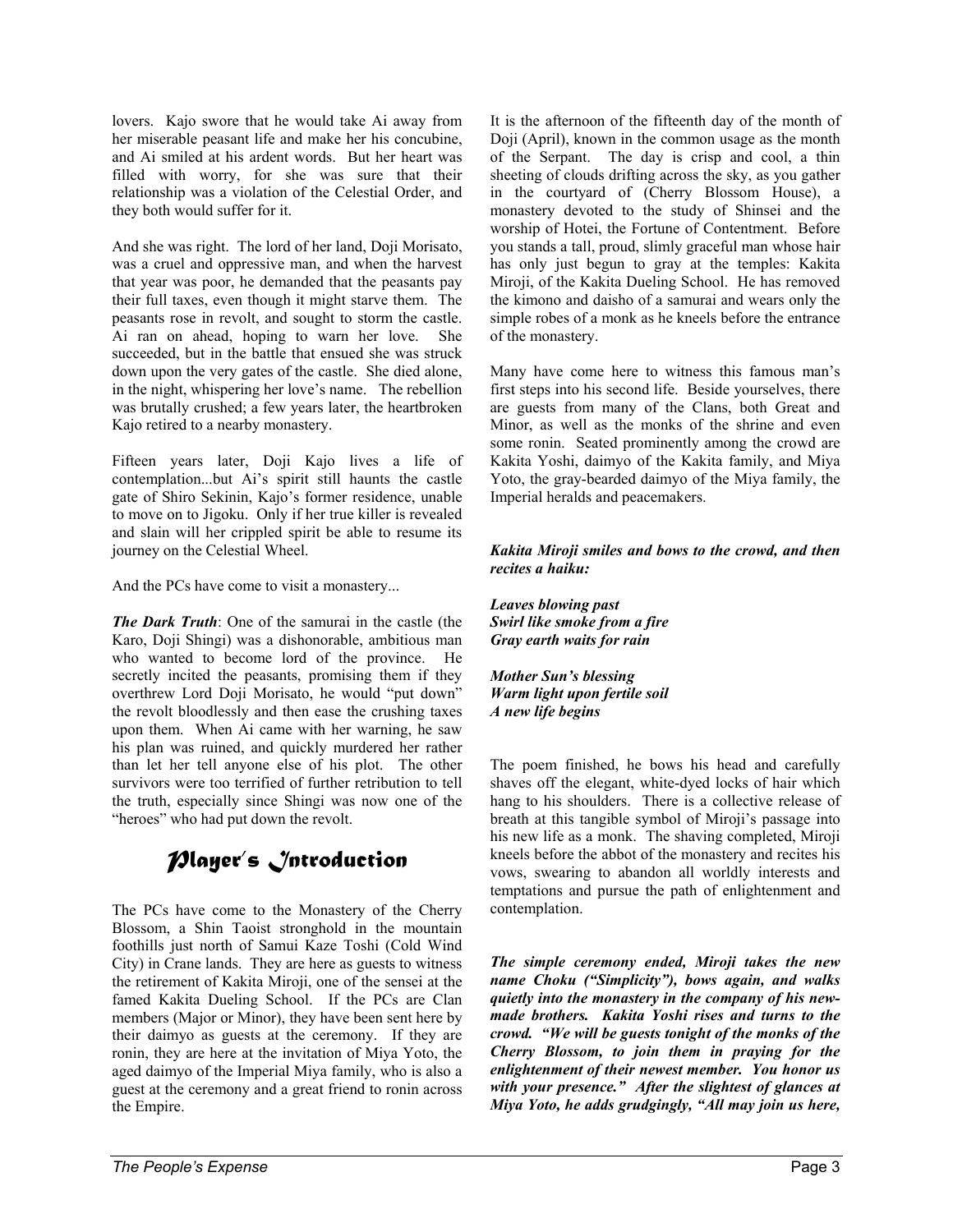lovers. Kajo swore that he would take Ai away from her miserable peasant life and make her his concubine, and Ai smiled at his ardent words. But her heart was filled with worry, for she was sure that their relationship was a violation of the Celestial Order, and they both would suffer for it.

And she was right. The lord of her land, Doji Morisato, was a cruel and oppressive man, and when the harvest that year was poor, he demanded that the peasants pay their full taxes, even though it might starve them. The peasants rose in revolt, and sought to storm the castle. Ai ran on ahead, hoping to warn her love. She succeeded, but in the battle that ensued she was struck down upon the very gates of the castle. She died alone, in the night, whispering her love's name. The rebellion was brutally crushed; a few years later, the heartbroken Kajo retired to a nearby monastery.

Fifteen years later, Doji Kajo lives a life of contemplation...but Ai's spirit still haunts the castle gate of Shiro Sekinin, Kajo's former residence, unable to move on to Jigoku. Only if her true killer is revealed and slain will her crippled spirit be able to resume its journey on the Celestial Wheel.

And the PCs have come to visit a monastery...

***The Dark Truth***: One of the samurai in the castle (the Karo, Doji Shingi) was a dishonorable, ambitious man who wanted to become lord of the province. He secretly incited the peasants, promising them if they overthrew Lord Doji Morisato, he would "put down" the revolt bloodlessly and then ease the crushing taxes upon them. When Ai came with her warning, he saw his plan was ruined, and quickly murdered her rather than let her tell anyone else of his plot. The other survivors were too terrified of further retribution to tell the truth, especially since Shingi was now one of the "heroes" who had put down the revolt.

## Player's Introduction

The PCs have come to the Monastery of the Cherry Blossom, a Shin Taoist stronghold in the mountain foothills just north of Samui Kaze Toshi (Cold Wind City) in Crane lands. They are here as guests to witness the retirement of Kakita Miroji, one of the sensei at the famed Kakita Dueling School. If the PCs are Clan members (Major or Minor), they have been sent here by their daimyo as guests at the ceremony. If they are ronin, they are here at the invitation of Miya Yoto, the aged daimyo of the Imperial Miya family, who is also a guest at the ceremony and a great friend to ronin across the Empire.

It is the afternoon of the fifteenth day of the month of Doji (April), known in the common usage as the month of the Serpant. The day is crisp and cool, a thin sheeting of clouds drifting across the sky, as you gather in the courtyard of (Cherry Blossom House), a monastery devoted to the study of Shinsei and the worship of Hotei, the Fortune of Contentment. Before you stands a tall, proud, slimly graceful man whose hair has only just begun to gray at the temples: Kakita Miroji, of the Kakita Dueling School. He has removed the kimono and daisho of a samurai and wears only the simple robes of a monk as he kneels before the entrance of the monastery.

Many have come here to witness this famous man's first steps into his second life. Beside yourselves, there are guests from many of the Clans, both Great and Minor, as well as the monks of the shrine and even some ronin. Seated prominently among the crowd are Kakita Yoshi, daimyo of the Kakita family, and Miya Yoto, the gray-bearded daimyo of the Miya family, the Imperial heralds and peacemakers.

***Kakita Miroji smiles and bows to the crowd, and then recites a haiku:***

***Leaves blowing past***
***Swirl like smoke from a fire***
***Gray earth waits for rain***

***Mother Sun's blessing***
***Warm light upon fertile soil***
***A new life begins***

The poem finished, he bows his head and carefully shaves off the elegant, white-dyed locks of hair which hang to his shoulders. There is a collective release of breath at this tangible symbol of Miroji's passage into his new life as a monk. The shaving completed, Miroji kneels before the abbot of the monastery and recites his vows, swearing to abandon all worldly interests and temptations and pursue the path of enlightenment and contemplation.

***The simple ceremony ended, Miroji takes the new name Choku ("Simplicity"), bows again, and walks quietly into the monastery in the company of his new-made brothers. Kakita Yoshi rises and turns to the crowd. "We will be guests tonight of the monks of the Cherry Blossom, to join them in praying for the enlightenment of their newest member. You honor us with your presence." After the slightest of glances at Miya Yoto, he adds grudgingly, "All may join us here,***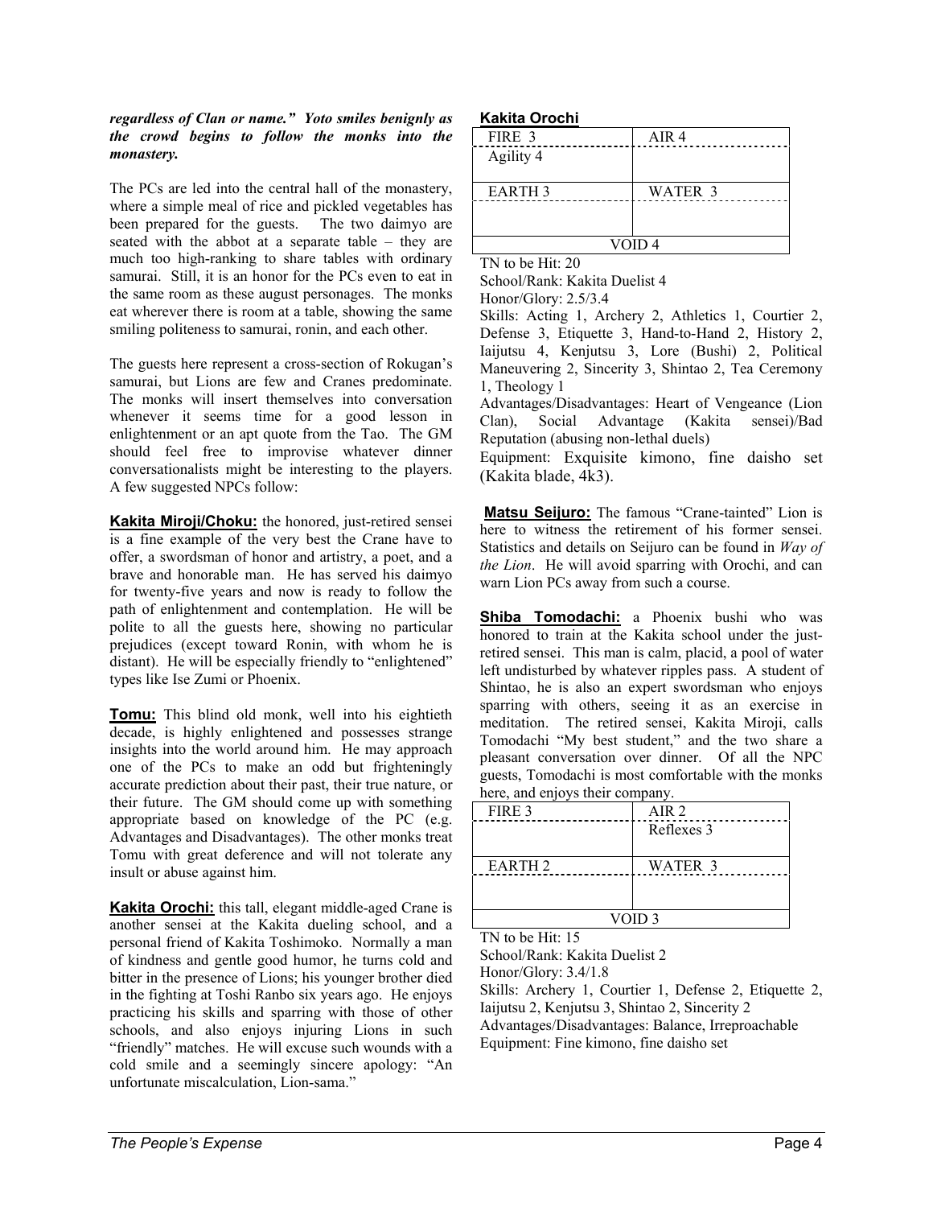***regardless of Clan or name." Yoto smiles benignly as the crowd begins to follow the monks into the monastery.***

The PCs are led into the central hall of the monastery, where a simple meal of rice and pickled vegetables has been prepared for the guests. The two daimyo are seated with the abbot at a separate table – they are much too high-ranking to share tables with ordinary samurai. Still, it is an honor for the PCs even to eat in the same room as these august personages. The monks eat wherever there is room at a table, showing the same smiling politeness to samurai, ronin, and each other.

The guests here represent a cross-section of Rokugan's samurai, but Lions are few and Cranes predominate. The monks will insert themselves into conversation whenever it seems time for a good lesson in enlightenment or an apt quote from the Tao. The GM should feel free to improvise whatever dinner conversationalists might be interesting to the players. A few suggested NPCs follow:

**Kakita Miroji/Choku:** the honored, just-retired sensei is a fine example of the very best the Crane have to offer, a swordsman of honor and artistry, a poet, and a brave and honorable man. He has served his daimyo for twenty-five years and now is ready to follow the path of enlightenment and contemplation. He will be polite to all the guests here, showing no particular prejudices (except toward Ronin, with whom he is distant). He will be especially friendly to "enlightened" types like Ise Zumi or Phoenix.

**Tomu:** This blind old monk, well into his eightieth decade, is highly enlightened and possesses strange insights into the world around him. He may approach one of the PCs to make an odd but frighteningly accurate prediction about their past, their true nature, or their future. The GM should come up with something appropriate based on knowledge of the PC (e.g. Advantages and Disadvantages). The other monks treat Tomu with great deference and will not tolerate any insult or abuse against him.

**Kakita Orochi:** this tall, elegant middle-aged Crane is another sensei at the Kakita dueling school, and a personal friend of Kakita Toshimoko. Normally a man of kindness and gentle good humor, he turns cold and bitter in the presence of Lions; his younger brother died in the fighting at Toshi Ranbo six years ago. He enjoys practicing his skills and sparring with those of other schools, and also enjoys injuring Lions in such "friendly" matches. He will excuse such wounds with a cold smile and a seemingly sincere apology: "An unfortunate miscalculation, Lion-sama."

**Kakita Orochi**

| FIRE 3 | AIR 4 |
|---|---|
| Agility 4 | |
| EARTH 3 | WATER 3 |
| | |
| VOID 4 | |

TN to be Hit: 20

School/Rank: Kakita Duelist 4

Honor/Glory: 2.5/3.4

Skills: Acting 1, Archery 2, Athletics 1, Courtier 2, Defense 3, Etiquette 3, Hand-to-Hand 2, History 2, Iaijutsu 4, Kenjutsu 3, Lore (Bushi) 2, Political Maneuvering 2, Sincerity 3, Shintao 2, Tea Ceremony 1, Theology 1

Advantages/Disadvantages: Heart of Vengeance (Lion Clan), Social Advantage (Kakita sensei)/Bad Reputation (abusing non-lethal duels)

Equipment: Exquisite kimono, fine daisho set (Kakita blade, 4k3).

**Matsu Seijuro:** The famous "Crane-tainted" Lion is here to witness the retirement of his former sensei. Statistics and details on Seijuro can be found in *Way of the Lion*. He will avoid sparring with Orochi, and can warn Lion PCs away from such a course.

**Shiba Tomodachi:** a Phoenix bushi who was honored to train at the Kakita school under the just-retired sensei. This man is calm, placid, a pool of water left undisturbed by whatever ripples pass. A student of Shintao, he is also an expert swordsman who enjoys sparring with others, seeing it as an exercise in meditation. The retired sensei, Kakita Miroji, calls Tomodachi "My best student," and the two share a pleasant conversation over dinner. Of all the NPC guests, Tomodachi is most comfortable with the monks here, and enjoys their company.

| FIRE 3 | AIR 2 |
|---|---|
| | Reflexes 3 |
| EARTH 2 | WATER 3 |
| | |
| VOID 3 | |

TN to be Hit: 15

School/Rank: Kakita Duelist 2

Honor/Glory: 3.4/1.8

Skills: Archery 1, Courtier 1, Defense 2, Etiquette 2, Iaijutsu 2, Kenjutsu 3, Shintao 2, Sincerity 2

Advantages/Disadvantages: Balance, Irreproachable

Equipment: Fine kimono, fine daisho set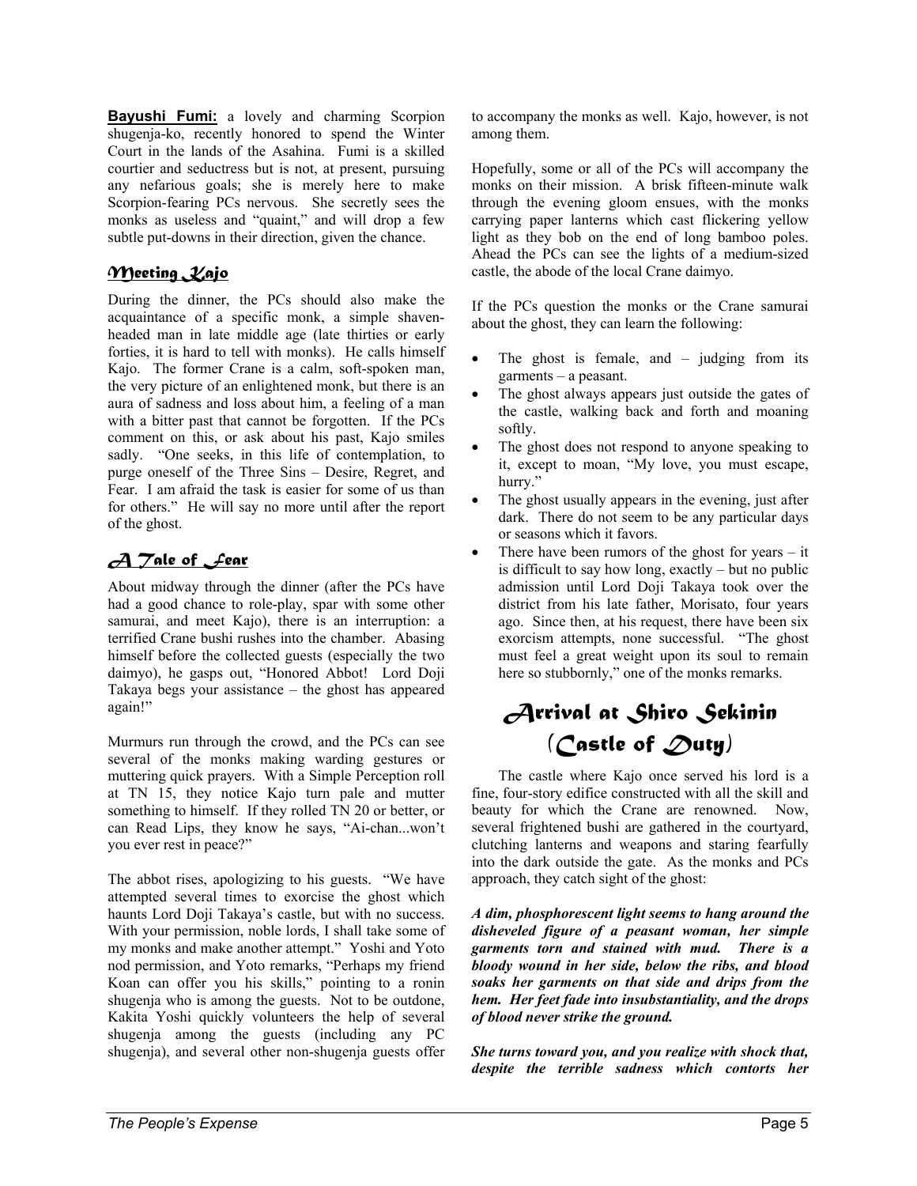**Bayushi Fumi:** a lovely and charming Scorpion shugenja-ko, recently honored to spend the Winter Court in the lands of the Asahina. Fumi is a skilled courtier and seductress but is not, at present, pursuing any nefarious goals; she is merely here to make Scorpion-fearing PCs nervous. She secretly sees the monks as useless and "quaint," and will drop a few subtle put-downs in their direction, given the chance.

## Meeting Kajo

During the dinner, the PCs should also make the acquaintance of a specific monk, a simple shaven-headed man in late middle age (late thirties or early forties, it is hard to tell with monks). He calls himself Kajo. The former Crane is a calm, soft-spoken man, the very picture of an enlightened monk, but there is an aura of sadness and loss about him, a feeling of a man with a bitter past that cannot be forgotten. If the PCs comment on this, or ask about his past, Kajo smiles sadly. "One seeks, in this life of contemplation, to purge oneself of the Three Sins – Desire, Regret, and Fear. I am afraid the task is easier for some of us than for others." He will say no more until after the report of the ghost.

## A Tale of Fear

About midway through the dinner (after the PCs have had a good chance to role-play, spar with some other samurai, and meet Kajo), there is an interruption: a terrified Crane bushi rushes into the chamber. Abasing himself before the collected guests (especially the two daimyo), he gasps out, "Honored Abbot! Lord Doji Takaya begs your assistance – the ghost has appeared again!"

Murmurs run through the crowd, and the PCs can see several of the monks making warding gestures or muttering quick prayers. With a Simple Perception roll at TN 15, they notice Kajo turn pale and mutter something to himself. If they rolled TN 20 or better, or can Read Lips, they know he says, "Ai-chan...won't you ever rest in peace?"

The abbot rises, apologizing to his guests. "We have attempted several times to exorcise the ghost which haunts Lord Doji Takaya's castle, but with no success. With your permission, noble lords, I shall take some of my monks and make another attempt." Yoshi and Yoto nod permission, and Yoto remarks, "Perhaps my friend Koan can offer you his skills," pointing to a ronin shugenja who is among the guests. Not to be outdone, Kakita Yoshi quickly volunteers the help of several shugenja among the guests (including any PC shugenja), and several other non-shugenja guests offer to accompany the monks as well. Kajo, however, is not among them.

Hopefully, some or all of the PCs will accompany the monks on their mission. A brisk fifteen-minute walk through the evening gloom ensues, with the monks carrying paper lanterns which cast flickering yellow light as they bob on the end of long bamboo poles. Ahead the PCs can see the lights of a medium-sized castle, the abode of the local Crane daimyo.

If the PCs question the monks or the Crane samurai about the ghost, they can learn the following:

- The ghost is female, and – judging from its garments – a peasant.
- The ghost always appears just outside the gates of the castle, walking back and forth and moaning softly.
- The ghost does not respond to anyone speaking to it, except to moan, "My love, you must escape, hurry."
- The ghost usually appears in the evening, just after dark. There do not seem to be any particular days or seasons which it favors.
- There have been rumors of the ghost for years – it is difficult to say how long, exactly – but no public admission until Lord Doji Takaya took over the district from his late father, Morisato, four years ago. Since then, at his request, there have been six exorcism attempts, none successful. "The ghost must feel a great weight upon its soul to remain here so stubbornly," one of the monks remarks.

# Arrival at Shiro Sekinin (Castle of Duty)

The castle where Kajo once served his lord is a fine, four-story edifice constructed with all the skill and beauty for which the Crane are renowned. Now, several frightened bushi are gathered in the courtyard, clutching lanterns and weapons and staring fearfully into the dark outside the gate. As the monks and PCs approach, they catch sight of the ghost:

***A dim, phosphorescent light seems to hang around the disheveled figure of a peasant woman, her simple garments torn and stained with mud. There is a bloody wound in her side, below the ribs, and blood soaks her garments on that side and drips from the hem. Her feet fade into insubstantiality, and the drops of blood never strike the ground.***

***She turns toward you, and you realize with shock that, despite the terrible sadness which contorts her***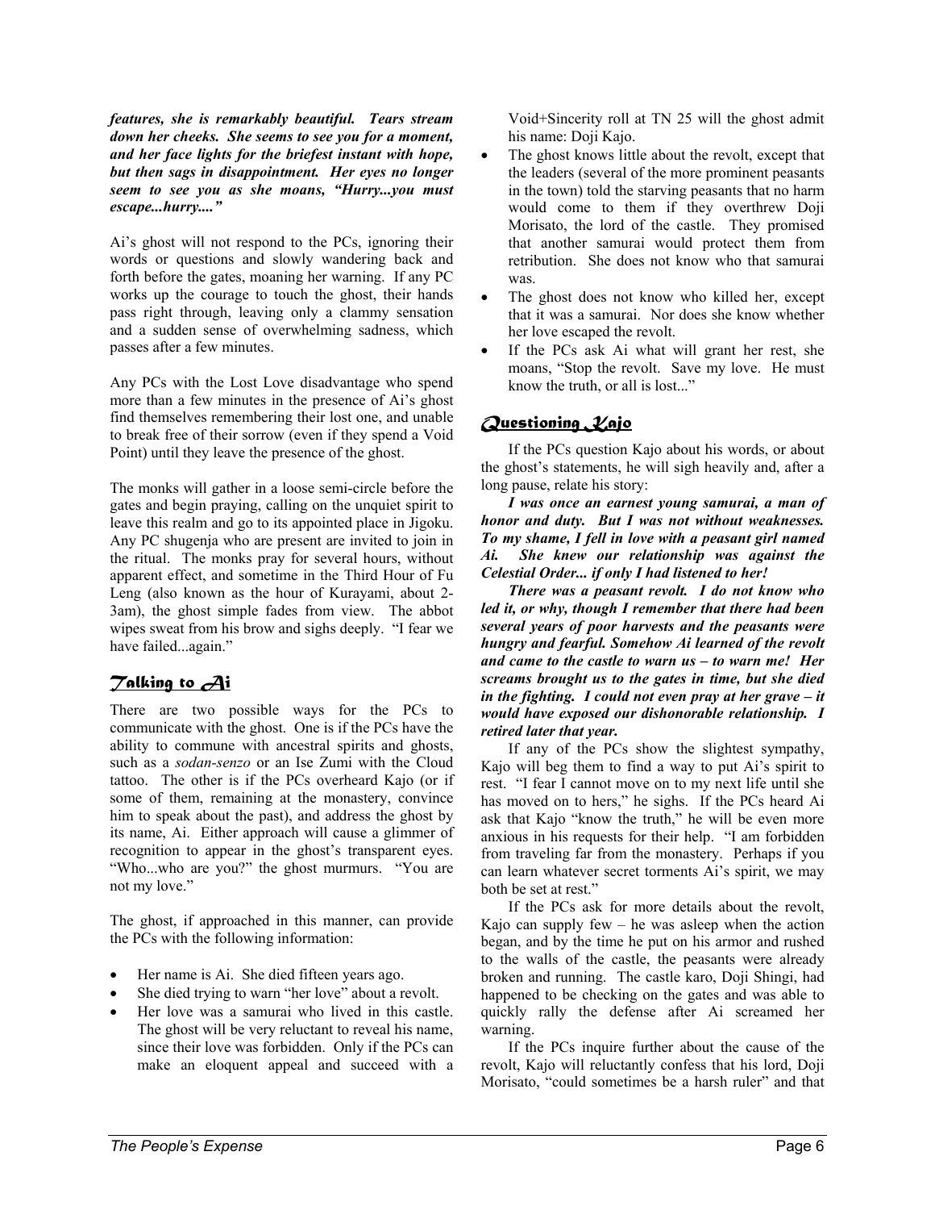***features, she is remarkably beautiful. Tears stream down her cheeks. She seems to see you for a moment, and her face lights for the briefest instant with hope, but then sags in disappointment. Her eyes no longer seem to see you as she moans, "Hurry...you must escape...hurry...."***

Ai's ghost will not respond to the PCs, ignoring their words or questions and slowly wandering back and forth before the gates, moaning her warning. If any PC works up the courage to touch the ghost, their hands pass right through, leaving only a clammy sensation and a sudden sense of overwhelming sadness, which passes after a few minutes.

Any PCs with the Lost Love disadvantage who spend more than a few minutes in the presence of Ai's ghost find themselves remembering their lost one, and unable to break free of their sorrow (even if they spend a Void Point) until they leave the presence of the ghost.

The monks will gather in a loose semi-circle before the gates and begin praying, calling on the unquiet spirit to leave this realm and go to its appointed place in Jigoku. Any PC shugenja who are present are invited to join in the ritual. The monks pray for several hours, without apparent effect, and sometime in the Third Hour of Fu Leng (also known as the hour of Kurayami, about 2-3am), the ghost simple fades from view. The abbot wipes sweat from his brow and sighs deeply. "I fear we have failed...again."

## Talking to Ai

There are two possible ways for the PCs to communicate with the ghost. One is if the PCs have the ability to commune with ancestral spirits and ghosts, such as a *sodan-senzo* or an Ise Zumi with the Cloud tattoo. The other is if the PCs overheard Kajo (or if some of them, remaining at the monastery, convince him to speak about the past), and address the ghost by its name, Ai. Either approach will cause a glimmer of recognition to appear in the ghost's transparent eyes. "Who...who are you?" the ghost murmurs. "You are not my love."

The ghost, if approached in this manner, can provide the PCs with the following information:

- Her name is Ai. She died fifteen years ago.
- She died trying to warn "her love" about a revolt.
- Her love was a samurai who lived in this castle. The ghost will be very reluctant to reveal his name, since their love was forbidden. Only if the PCs can make an eloquent appeal and succeed with a Void+Sincerity roll at TN 25 will the ghost admit his name: Doji Kajo.
- The ghost knows little about the revolt, except that the leaders (several of the more prominent peasants in the town) told the starving peasants that no harm would come to them if they overthrew Doji Morisato, the lord of the castle. They promised that another samurai would protect them from retribution. She does not know who that samurai was.
- The ghost does not know who killed her, except that it was a samurai. Nor does she know whether her love escaped the revolt.
- If the PCs ask Ai what will grant her rest, she moans, "Stop the revolt. Save my love. He must know the truth, or all is lost..."

## Questioning Kajo

If the PCs question Kajo about his words, or about the ghost's statements, he will sigh heavily and, after a long pause, relate his story:

***I was once an earnest young samurai, a man of honor and duty. But I was not without weaknesses. To my shame, I fell in love with a peasant girl named Ai. She knew our relationship was against the Celestial Order... if only I had listened to her!***

***There was a peasant revolt. I do not know who led it, or why, though I remember that there had been several years of poor harvests and the peasants were hungry and fearful. Somehow Ai learned of the revolt and came to the castle to warn us – to warn me! Her screams brought us to the gates in time, but she died in the fighting. I could not even pray at her grave – it would have exposed our dishonorable relationship. I retired later that year.***

If any of the PCs show the slightest sympathy, Kajo will beg them to find a way to put Ai's spirit to rest. "I fear I cannot move on to my next life until she has moved on to hers," he sighs. If the PCs heard Ai ask that Kajo "know the truth," he will be even more anxious in his requests for their help. "I am forbidden from traveling far from the monastery. Perhaps if you can learn whatever secret torments Ai's spirit, we may both be set at rest."

If the PCs ask for more details about the revolt, Kajo can supply few – he was asleep when the action began, and by the time he put on his armor and rushed to the walls of the castle, the peasants were already broken and running. The castle karo, Doji Shingi, had happened to be checking on the gates and was able to quickly rally the defense after Ai screamed her warning.

If the PCs inquire further about the cause of the revolt, Kajo will reluctantly confess that his lord, Doji Morisato, "could sometimes be a harsh ruler" and that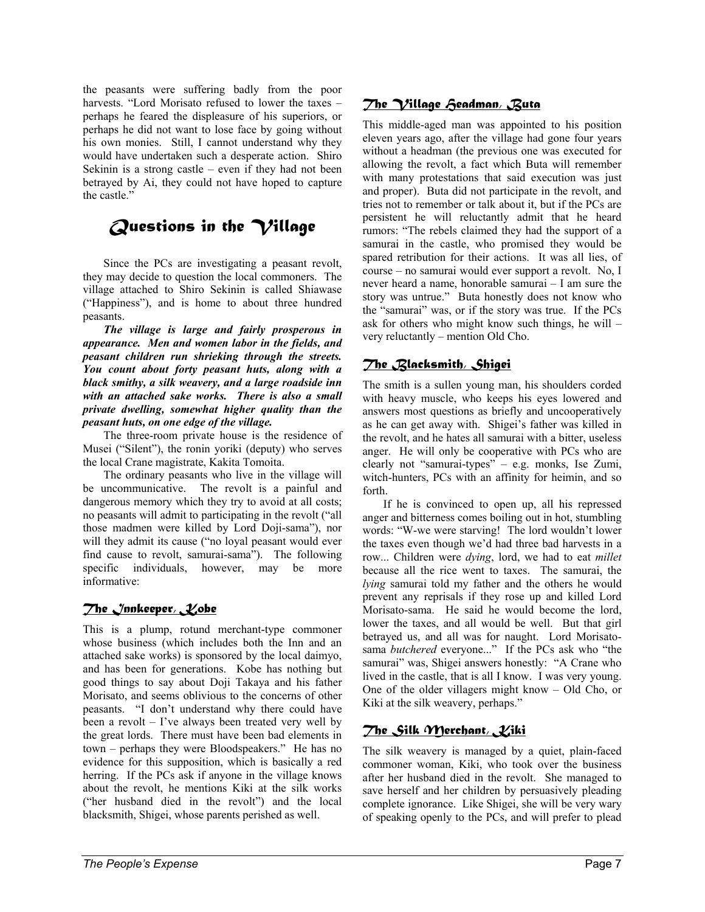the peasants were suffering badly from the poor harvests. "Lord Morisato refused to lower the taxes – perhaps he feared the displeasure of his superiors, or perhaps he did not want to lose face by going without his own monies. Still, I cannot understand why they would have undertaken such a desperate action. Shiro Sekinin is a strong castle – even if they had not been betrayed by Ai, they could not have hoped to capture the castle."

# Questions in the Village

Since the PCs are investigating a peasant revolt, they may decide to question the local commoners. The village attached to Shiro Sekinin is called Shiawase ("Happiness"), and is home to about three hundred peasants.

***The village is large and fairly prosperous in appearance. Men and women labor in the fields, and peasant children run shrieking through the streets. You count about forty peasant huts, along with a black smithy, a silk weavery, and a large roadside inn with an attached sake works. There is also a small private dwelling, somewhat higher quality than the peasant huts, on one edge of the village.***

The three-room private house is the residence of Musei ("Silent"), the ronin yoriki (deputy) who serves the local Crane magistrate, Kakita Tomoita.

The ordinary peasants who live in the village will be uncommunicative. The revolt is a painful and dangerous memory which they try to avoid at all costs; no peasants will admit to participating in the revolt ("all those madmen were killed by Lord Doji-sama"), nor will they admit its cause ("no loyal peasant would ever find cause to revolt, samurai-sama"). The following specific individuals, however, may be more informative:

## The Innkeeper, Kobe

This is a plump, rotund merchant-type commoner whose business (which includes both the Inn and an attached sake works) is sponsored by the local daimyo, and has been for generations. Kobe has nothing but good things to say about Doji Takaya and his father Morisato, and seems oblivious to the concerns of other peasants. "I don't understand why there could have been a revolt – I've always been treated very well by the great lords. There must have been bad elements in town – perhaps they were Bloodspeakers." He has no evidence for this supposition, which is basically a red herring. If the PCs ask if anyone in the village knows about the revolt, he mentions Kiki at the silk works ("her husband died in the revolt") and the local blacksmith, Shigei, whose parents perished as well.

## The Village Headman, Buta

This middle-aged man was appointed to his position eleven years ago, after the village had gone four years without a headman (the previous one was executed for allowing the revolt, a fact which Buta will remember with many protestations that said execution was just and proper). Buta did not participate in the revolt, and tries not to remember or talk about it, but if the PCs are persistent he will reluctantly admit that he heard rumors: "The rebels claimed they had the support of a samurai in the castle, who promised they would be spared retribution for their actions. It was all lies, of course – no samurai would ever support a revolt. No, I never heard a name, honorable samurai – I am sure the story was untrue." Buta honestly does not know who the "samurai" was, or if the story was true. If the PCs ask for others who might know such things, he will – very reluctantly – mention Old Cho.

## The Blacksmith, Shigei

The smith is a sullen young man, his shoulders corded with heavy muscle, who keeps his eyes lowered and answers most questions as briefly and uncooperatively as he can get away with. Shigei's father was killed in the revolt, and he hates all samurai with a bitter, useless anger. He will only be cooperative with PCs who are clearly not "samurai-types" – e.g. monks, Ise Zumi, witch-hunters, PCs with an affinity for heimin, and so forth.

If he is convinced to open up, all his repressed anger and bitterness comes boiling out in hot, stumbling words: "W-we were starving! The lord wouldn't lower the taxes even though we'd had three bad harvests in a row... Children were *dying*, lord, we had to eat *millet* because all the rice went to taxes. The samurai, the *lying* samurai told my father and the others he would prevent any reprisals if they rose up and killed Lord Morisato-sama. He said he would become the lord, lower the taxes, and all would be well. But that girl betrayed us, and all was for naught. Lord Morisato-sama *butchered* everyone..." If the PCs ask who "the samurai" was, Shigei answers honestly: "A Crane who lived in the castle, that is all I know. I was very young. One of the older villagers might know – Old Cho, or Kiki at the silk weavery, perhaps."

## The Silk Merchant, Kiki

The silk weavery is managed by a quiet, plain-faced commoner woman, Kiki, who took over the business after her husband died in the revolt. She managed to save herself and her children by persuasively pleading complete ignorance. Like Shigei, she will be very wary of speaking openly to the PCs, and will prefer to plead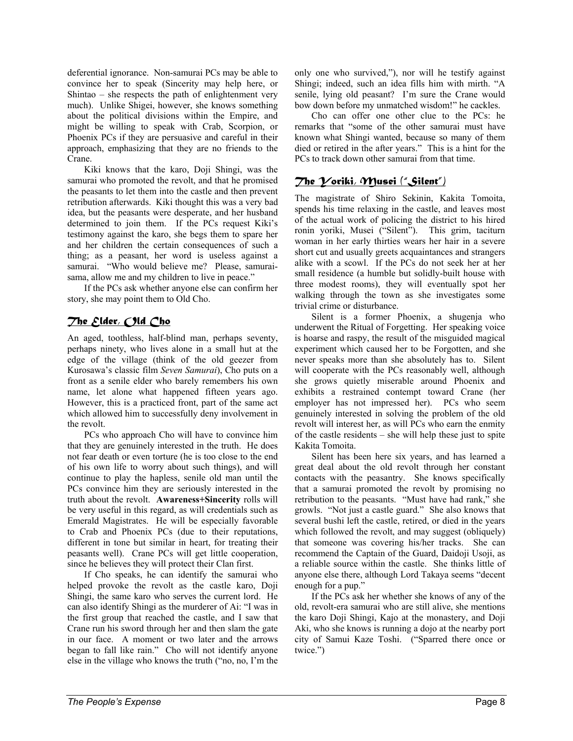deferential ignorance. Non-samurai PCs may be able to convince her to speak (Sincerity may help here, or Shintao – she respects the path of enlightenment very much). Unlike Shigei, however, she knows something about the political divisions within the Empire, and might be willing to speak with Crab, Scorpion, or Phoenix PCs if they are persuasive and careful in their approach, emphasizing that they are no friends to the Crane.

Kiki knows that the karo, Doji Shingi, was the samurai who promoted the revolt, and that he promised the peasants to let them into the castle and then prevent retribution afterwards. Kiki thought this was a very bad idea, but the peasants were desperate, and her husband determined to join them. If the PCs request Kiki's testimony against the karo, she begs them to spare her and her children the certain consequences of such a thing; as a peasant, her word is useless against a samurai. "Who would believe me? Please, samurai-sama, allow me and my children to live in peace."

If the PCs ask whether anyone else can confirm her story, she may point them to Old Cho.

## The Elder, Old Cho

An aged, toothless, half-blind man, perhaps seventy, perhaps ninety, who lives alone in a small hut at the edge of the village (think of the old geezer from Kurosawa's classic film *Seven Samurai*), Cho puts on a front as a senile elder who barely remembers his own name, let alone what happened fifteen years ago. However, this is a practiced front, part of the same act which allowed him to successfully deny involvement in the revolt.

PCs who approach Cho will have to convince him that they are genuinely interested in the truth. He does not fear death or even torture (he is too close to the end of his own life to worry about such things), and will continue to play the hapless, senile old man until the PCs convince him they are seriously interested in the truth about the revolt. **Awareness+Sincerity** rolls will be very useful in this regard, as will credentials such as Emerald Magistrates. He will be especially favorable to Crab and Phoenix PCs (due to their reputations, different in tone but similar in heart, for treating their peasants well). Crane PCs will get little cooperation, since he believes they will protect their Clan first.

If Cho speaks, he can identify the samurai who helped provoke the revolt as the castle karo, Doji Shingi, the same karo who serves the current lord. He can also identify Shingi as the murderer of Ai: "I was in the first group that reached the castle, and I saw that Crane run his sword through her and then slam the gate in our face. A moment or two later and the arrows began to fall like rain." Cho will not identify anyone else in the village who knows the truth ("no, no, I'm the only one who survived,"), nor will he testify against Shingi; indeed, such an idea fills him with mirth. "A senile, lying old peasant? I'm sure the Crane would bow down before my unmatched wisdom!" he cackles.

Cho can offer one other clue to the PCs: he remarks that "some of the other samurai must have known what Shingi wanted, because so many of them died or retired in the after years." This is a hint for the PCs to track down other samurai from that time.

## The Yoriki, Musei ("Silent")

The magistrate of Shiro Sekinin, Kakita Tomoita, spends his time relaxing in the castle, and leaves most of the actual work of policing the district to his hired ronin yoriki, Musei ("Silent"). This grim, taciturn woman in her early thirties wears her hair in a severe short cut and usually greets acquaintances and strangers alike with a scowl. If the PCs do not seek her at her small residence (a humble but solidly-built house with three modest rooms), they will eventually spot her walking through the town as she investigates some trivial crime or disturbance.

Silent is a former Phoenix, a shugenja who underwent the Ritual of Forgetting. Her speaking voice is hoarse and raspy, the result of the misguided magical experiment which caused her to be Forgotten, and she never speaks more than she absolutely has to. Silent will cooperate with the PCs reasonably well, although she grows quietly miserable around Phoenix and exhibits a restrained contempt toward Crane (her employer has not impressed her). PCs who seem genuinely interested in solving the problem of the old revolt will interest her, as will PCs who earn the enmity of the castle residents – she will help these just to spite Kakita Tomoita.

Silent has been here six years, and has learned a great deal about the old revolt through her constant contacts with the peasantry. She knows specifically that a samurai promoted the revolt by promising no retribution to the peasants. "Must have had rank," she growls. "Not just a castle guard." She also knows that several bushi left the castle, retired, or died in the years which followed the revolt, and may suggest (obliquely) that someone was covering his/her tracks. She can recommend the Captain of the Guard, Daidoji Usoji, as a reliable source within the castle. She thinks little of anyone else there, although Lord Takaya seems "decent enough for a pup."

If the PCs ask her whether she knows of any of the old, revolt-era samurai who are still alive, she mentions the karo Doji Shingi, Kajo at the monastery, and Doji Aki, who she knows is running a dojo at the nearby port city of Samui Kaze Toshi. ("Sparred there once or twice.")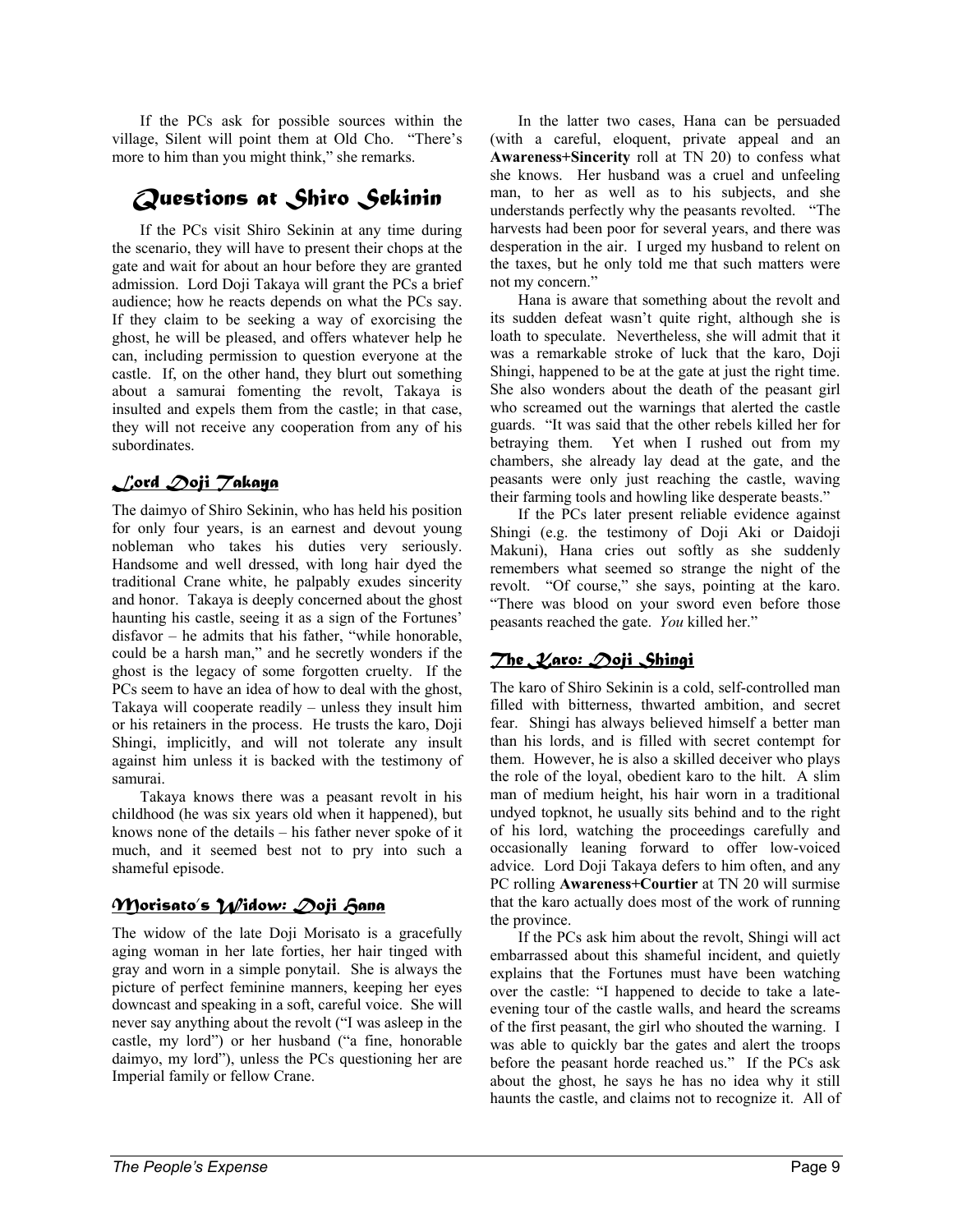If the PCs ask for possible sources within the village, Silent will point them at Old Cho. "There's more to him than you might think," she remarks.

# Questions at Shiro Sekinin

If the PCs visit Shiro Sekinin at any time during the scenario, they will have to present their chops at the gate and wait for about an hour before they are granted admission. Lord Doji Takaya will grant the PCs a brief audience; how he reacts depends on what the PCs say. If they claim to be seeking a way of exorcising the ghost, he will be pleased, and offers whatever help he can, including permission to question everyone at the castle. If, on the other hand, they blurt out something about a samurai fomenting the revolt, Takaya is insulted and expels them from the castle; in that case, they will not receive any cooperation from any of his subordinates.

## Lord Doji Takaya

The daimyo of Shiro Sekinin, who has held his position for only four years, is an earnest and devout young nobleman who takes his duties very seriously. Handsome and well dressed, with long hair dyed the traditional Crane white, he palpably exudes sincerity and honor. Takaya is deeply concerned about the ghost haunting his castle, seeing it as a sign of the Fortunes' disfavor – he admits that his father, "while honorable, could be a harsh man," and he secretly wonders if the ghost is the legacy of some forgotten cruelty. If the PCs seem to have an idea of how to deal with the ghost, Takaya will cooperate readily – unless they insult him or his retainers in the process. He trusts the karo, Doji Shingi, implicitly, and will not tolerate any insult against him unless it is backed with the testimony of samurai.

Takaya knows there was a peasant revolt in his childhood (he was six years old when it happened), but knows none of the details – his father never spoke of it much, and it seemed best not to pry into such a shameful episode.

## Morisato's Widow: Doji Hana

The widow of the late Doji Morisato is a gracefully aging woman in her late forties, her hair tinged with gray and worn in a simple ponytail. She is always the picture of perfect feminine manners, keeping her eyes downcast and speaking in a soft, careful voice. She will never say anything about the revolt ("I was asleep in the castle, my lord") or her husband ("a fine, honorable daimyo, my lord"), unless the PCs questioning her are Imperial family or fellow Crane.

In the latter two cases, Hana can be persuaded (with a careful, eloquent, private appeal and an **Awareness+Sincerity** roll at TN 20) to confess what she knows. Her husband was a cruel and unfeeling man, to her as well as to his subjects, and she understands perfectly why the peasants revolted. "The harvests had been poor for several years, and there was desperation in the air. I urged my husband to relent on the taxes, but he only told me that such matters were not my concern."

Hana is aware that something about the revolt and its sudden defeat wasn't quite right, although she is loath to speculate. Nevertheless, she will admit that it was a remarkable stroke of luck that the karo, Doji Shingi, happened to be at the gate at just the right time. She also wonders about the death of the peasant girl who screamed out the warnings that alerted the castle guards. "It was said that the other rebels killed her for betraying them. Yet when I rushed out from my chambers, she already lay dead at the gate, and the peasants were only just reaching the castle, waving their farming tools and howling like desperate beasts."

If the PCs later present reliable evidence against Shingi (e.g. the testimony of Doji Aki or Daidoji Makuni), Hana cries out softly as she suddenly remembers what seemed so strange the night of the revolt. "Of course," she says, pointing at the karo. "There was blood on your sword even before those peasants reached the gate. *You* killed her."

## The Karo: Doji Shingi

The karo of Shiro Sekinin is a cold, self-controlled man filled with bitterness, thwarted ambition, and secret fear. Shingi has always believed himself a better man than his lords, and is filled with secret contempt for them. However, he is also a skilled deceiver who plays the role of the loyal, obedient karo to the hilt. A slim man of medium height, his hair worn in a traditional undyed topknot, he usually sits behind and to the right of his lord, watching the proceedings carefully and occasionally leaning forward to offer low-voiced advice. Lord Doji Takaya defers to him often, and any PC rolling **Awareness+Courtier** at TN 20 will surmise that the karo actually does most of the work of running the province.

If the PCs ask him about the revolt, Shingi will act embarrassed about this shameful incident, and quietly explains that the Fortunes must have been watching over the castle: "I happened to decide to take a late-evening tour of the castle walls, and heard the screams of the first peasant, the girl who shouted the warning. I was able to quickly bar the gates and alert the troops before the peasant horde reached us." If the PCs ask about the ghost, he says he has no idea why it still haunts the castle, and claims not to recognize it. All of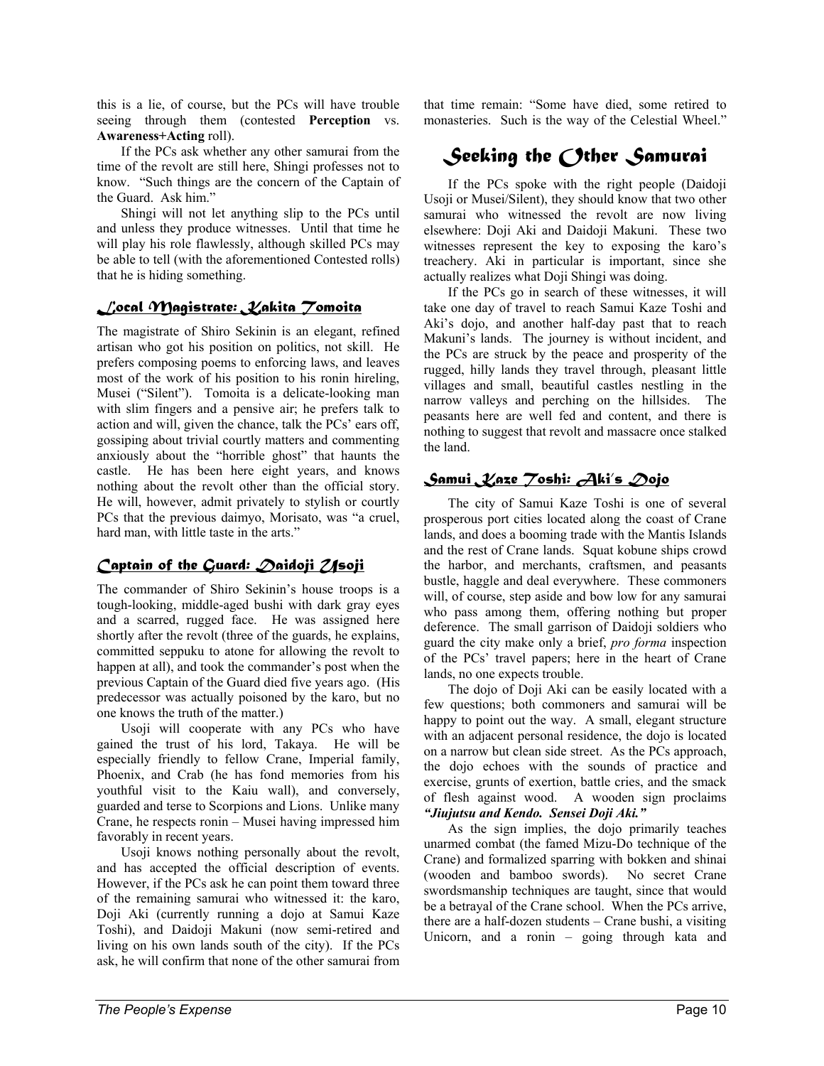this is a lie, of course, but the PCs will have trouble seeing through them (contested **Perception** vs. **Awareness+Acting** roll).

If the PCs ask whether any other samurai from the time of the revolt are still here, Shingi professes not to know. "Such things are the concern of the Captain of the Guard. Ask him."

Shingi will not let anything slip to the PCs until and unless they produce witnesses. Until that time he will play his role flawlessly, although skilled PCs may be able to tell (with the aforementioned Contested rolls) that he is hiding something.

### Local Magistrate: Kakita Tomoita

The magistrate of Shiro Sekinin is an elegant, refined artisan who got his position on politics, not skill. He prefers composing poems to enforcing laws, and leaves most of the work of his position to his ronin hireling, Musei ("Silent"). Tomoita is a delicate-looking man with slim fingers and a pensive air; he prefers talk to action and will, given the chance, talk the PCs' ears off, gossiping about trivial courtly matters and commenting anxiously about the "horrible ghost" that haunts the castle. He has been here eight years, and knows nothing about the revolt other than the official story. He will, however, admit privately to stylish or courtly PCs that the previous daimyo, Morisato, was "a cruel, hard man, with little taste in the arts."

### Captain of the Guard: Daidoji Usoji

The commander of Shiro Sekinin's house troops is a tough-looking, middle-aged bushi with dark gray eyes and a scarred, rugged face. He was assigned here shortly after the revolt (three of the guards, he explains, committed seppuku to atone for allowing the revolt to happen at all), and took the commander's post when the previous Captain of the Guard died five years ago. (His predecessor was actually poisoned by the karo, but no one knows the truth of the matter.)

Usoji will cooperate with any PCs who have gained the trust of his lord, Takaya. He will be especially friendly to fellow Crane, Imperial family, Phoenix, and Crab (he has fond memories from his youthful visit to the Kaiu wall), and conversely, guarded and terse to Scorpions and Lions. Unlike many Crane, he respects ronin – Musei having impressed him favorably in recent years.

Usoji knows nothing personally about the revolt, and has accepted the official description of events. However, if the PCs ask he can point them toward three of the remaining samurai who witnessed it: the karo, Doji Aki (currently running a dojo at Samui Kaze Toshi), and Daidoji Makuni (now semi-retired and living on his own lands south of the city). If the PCs ask, he will confirm that none of the other samurai from that time remain: "Some have died, some retired to monasteries. Such is the way of the Celestial Wheel."

## Seeking the Other Samurai

If the PCs spoke with the right people (Daidoji Usoji or Musei/Silent), they should know that two other samurai who witnessed the revolt are now living elsewhere: Doji Aki and Daidoji Makuni. These two witnesses represent the key to exposing the karo's treachery. Aki in particular is important, since she actually realizes what Doji Shingi was doing.

If the PCs go in search of these witnesses, it will take one day of travel to reach Samui Kaze Toshi and Aki's dojo, and another half-day past that to reach Makuni's lands. The journey is without incident, and the PCs are struck by the peace and prosperity of the rugged, hilly lands they travel through, pleasant little villages and small, beautiful castles nestling in the narrow valleys and perching on the hillsides. The peasants here are well fed and content, and there is nothing to suggest that revolt and massacre once stalked the land.

### Samui Kaze Toshi: Aki's Dojo

The city of Samui Kaze Toshi is one of several prosperous port cities located along the coast of Crane lands, and does a booming trade with the Mantis Islands and the rest of Crane lands. Squat kobune ships crowd the harbor, and merchants, craftsmen, and peasants bustle, haggle and deal everywhere. These commoners will, of course, step aside and bow low for any samurai who pass among them, offering nothing but proper deference. The small garrison of Daidoji soldiers who guard the city make only a brief, *pro forma* inspection of the PCs' travel papers; here in the heart of Crane lands, no one expects trouble.

The dojo of Doji Aki can be easily located with a few questions; both commoners and samurai will be happy to point out the way. A small, elegant structure with an adjacent personal residence, the dojo is located on a narrow but clean side street. As the PCs approach, the dojo echoes with the sounds of practice and exercise, grunts of exertion, battle cries, and the smack of flesh against wood. A wooden sign proclaims ***"Jiujutsu and Kendo. Sensei Doji Aki."***

As the sign implies, the dojo primarily teaches unarmed combat (the famed Mizu-Do technique of the Crane) and formalized sparring with bokken and shinai (wooden and bamboo swords). No secret Crane swordsmanship techniques are taught, since that would be a betrayal of the Crane school. When the PCs arrive, there are a half-dozen students – Crane bushi, a visiting Unicorn, and a ronin – going through kata and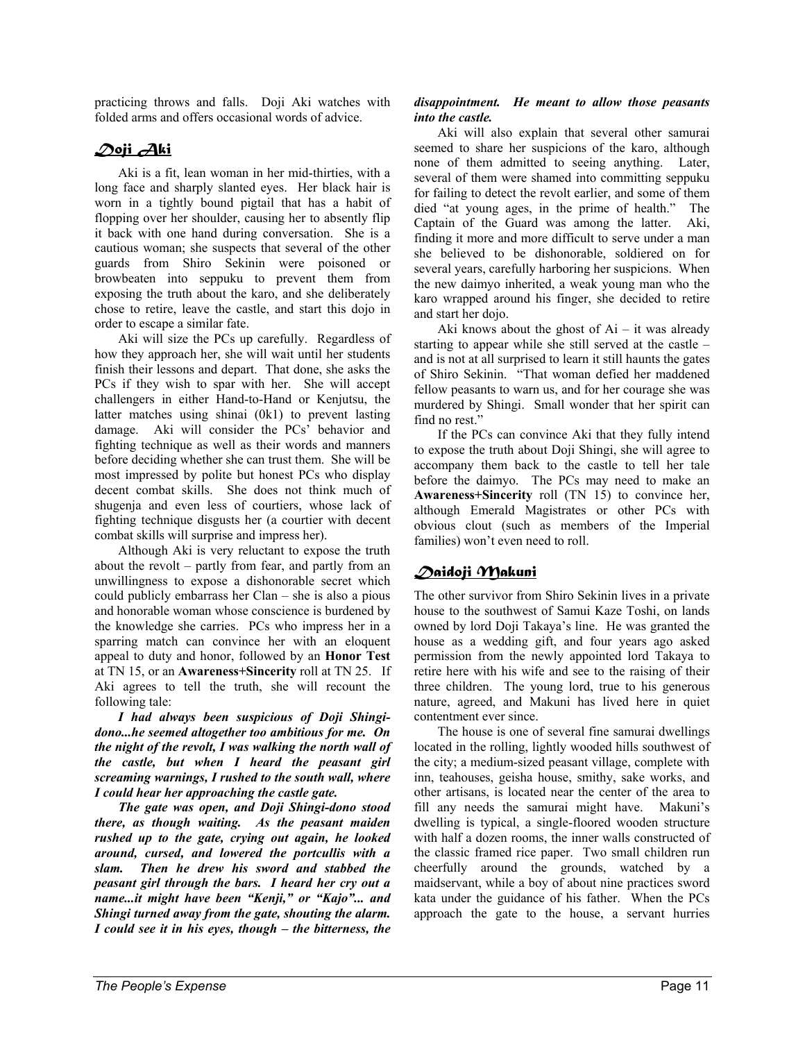practicing throws and falls. Doji Aki watches with folded arms and offers occasional words of advice.

## Doji Aki

Aki is a fit, lean woman in her mid-thirties, with a long face and sharply slanted eyes. Her black hair is worn in a tightly bound pigtail that has a habit of flopping over her shoulder, causing her to absently flip it back with one hand during conversation. She is a cautious woman; she suspects that several of the other guards from Shiro Sekinin were poisoned or browbeaten into seppuku to prevent them from exposing the truth about the karo, and she deliberately chose to retire, leave the castle, and start this dojo in order to escape a similar fate.

Aki will size the PCs up carefully. Regardless of how they approach her, she will wait until her students finish their lessons and depart. That done, she asks the PCs if they wish to spar with her. She will accept challengers in either Hand-to-Hand or Kenjutsu, the latter matches using shinai (0k1) to prevent lasting damage. Aki will consider the PCs' behavior and fighting technique as well as their words and manners before deciding whether she can trust them. She will be most impressed by polite but honest PCs who display decent combat skills. She does not think much of shugenja and even less of courtiers, whose lack of fighting technique disgusts her (a courtier with decent combat skills will surprise and impress her).

Although Aki is very reluctant to expose the truth about the revolt – partly from fear, and partly from an unwillingness to expose a dishonorable secret which could publicly embarrass her Clan – she is also a pious and honorable woman whose conscience is burdened by the knowledge she carries. PCs who impress her in a sparring match can convince her with an eloquent appeal to duty and honor, followed by an **Honor Test** at TN 15, or an **Awareness+Sincerity** roll at TN 25. If Aki agrees to tell the truth, she will recount the following tale:

***I had always been suspicious of Doji Shingi-dono...he seemed altogether too ambitious for me. On the night of the revolt, I was walking the north wall of the castle, but when I heard the peasant girl screaming warnings, I rushed to the south wall, where I could hear her approaching the castle gate.***

***The gate was open, and Doji Shingi-dono stood there, as though waiting. As the peasant maiden rushed up to the gate, crying out again, he looked around, cursed, and lowered the portcullis with a slam. Then he drew his sword and stabbed the peasant girl through the bars. I heard her cry out a name...it might have been "Kenji," or "Kajo"... and Shingi turned away from the gate, shouting the alarm. I could see it in his eyes, though – the bitterness, the disappointment. He meant to allow those peasants into the castle.***

Aki will also explain that several other samurai seemed to share her suspicions of the karo, although none of them admitted to seeing anything. Later, several of them were shamed into committing seppuku for failing to detect the revolt earlier, and some of them died "at young ages, in the prime of health." The Captain of the Guard was among the latter. Aki, finding it more and more difficult to serve under a man she believed to be dishonorable, soldiered on for several years, carefully harboring her suspicions. When the new daimyo inherited, a weak young man who the karo wrapped around his finger, she decided to retire and start her dojo.

Aki knows about the ghost of Ai – it was already starting to appear while she still served at the castle – and is not at all surprised to learn it still haunts the gates of Shiro Sekinin. "That woman defied her maddened fellow peasants to warn us, and for her courage she was murdered by Shingi. Small wonder that her spirit can find no rest."

If the PCs can convince Aki that they fully intend to expose the truth about Doji Shingi, she will agree to accompany them back to the castle to tell her tale before the daimyo. The PCs may need to make an **Awareness+Sincerity** roll (TN 15) to convince her, although Emerald Magistrates or other PCs with obvious clout (such as members of the Imperial families) won't even need to roll.

## Daidoji Makuni

The other survivor from Shiro Sekinin lives in a private house to the southwest of Samui Kaze Toshi, on lands owned by lord Doji Takaya's line. He was granted the house as a wedding gift, and four years ago asked permission from the newly appointed lord Takaya to retire here with his wife and see to the raising of their three children. The young lord, true to his generous nature, agreed, and Makuni has lived here in quiet contentment ever since.

The house is one of several fine samurai dwellings located in the rolling, lightly wooded hills southwest of the city; a medium-sized peasant village, complete with inn, teahouses, geisha house, smithy, sake works, and other artisans, is located near the center of the area to fill any needs the samurai might have. Makuni's dwelling is typical, a single-floored wooden structure with half a dozen rooms, the inner walls constructed of the classic framed rice paper. Two small children run cheerfully around the grounds, watched by a maidservant, while a boy of about nine practices sword kata under the guidance of his father. When the PCs approach the gate to the house, a servant hurries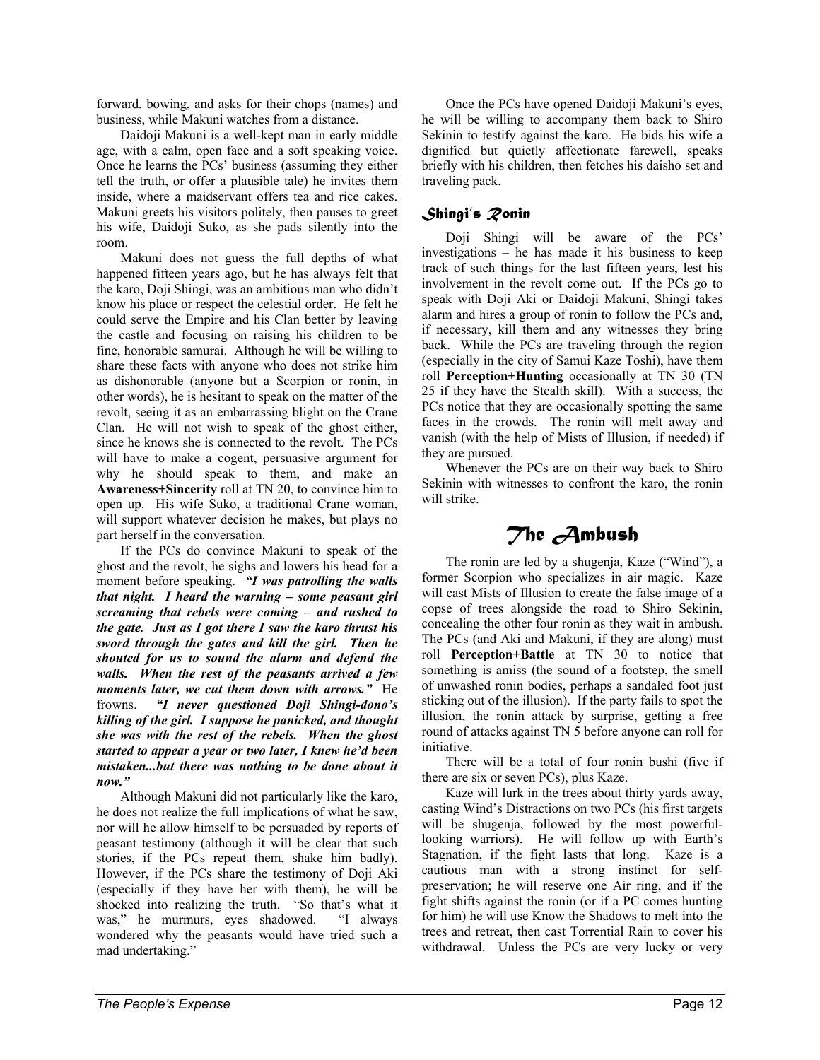forward, bowing, and asks for their chops (names) and business, while Makuni watches from a distance.

Daidoji Makuni is a well-kept man in early middle age, with a calm, open face and a soft speaking voice. Once he learns the PCs' business (assuming they either tell the truth, or offer a plausible tale) he invites them inside, where a maidservant offers tea and rice cakes. Makuni greets his visitors politely, then pauses to greet his wife, Daidoji Suko, as she pads silently into the room.

Makuni does not guess the full depths of what happened fifteen years ago, but he has always felt that the karo, Doji Shingi, was an ambitious man who didn't know his place or respect the celestial order. He felt he could serve the Empire and his Clan better by leaving the castle and focusing on raising his children to be fine, honorable samurai. Although he will be willing to share these facts with anyone who does not strike him as dishonorable (anyone but a Scorpion or ronin, in other words), he is hesitant to speak on the matter of the revolt, seeing it as an embarrassing blight on the Crane Clan. He will not wish to speak of the ghost either, since he knows she is connected to the revolt. The PCs will have to make a cogent, persuasive argument for why he should speak to them, and make an **Awareness+Sincerity** roll at TN 20, to convince him to open up. His wife Suko, a traditional Crane woman, will support whatever decision he makes, but plays no part herself in the conversation.

If the PCs do convince Makuni to speak of the ghost and the revolt, he sighs and lowers his head for a moment before speaking. ***"I was patrolling the walls that night. I heard the warning – some peasant girl screaming that rebels were coming – and rushed to the gate. Just as I got there I saw the karo thrust his sword through the gates and kill the girl. Then he shouted for us to sound the alarm and defend the walls. When the rest of the peasants arrived a few moments later, we cut them down with arrows."*** He frowns. ***"I never questioned Doji Shingi-dono's killing of the girl. I suppose he panicked, and thought she was with the rest of the rebels. When the ghost started to appear a year or two later, I knew he'd been mistaken...but there was nothing to be done about it now."***

Although Makuni did not particularly like the karo, he does not realize the full implications of what he saw, nor will he allow himself to be persuaded by reports of peasant testimony (although it will be clear that such stories, if the PCs repeat them, shake him badly). However, if the PCs share the testimony of Doji Aki (especially if they have her with them), he will be shocked into realizing the truth. "So that's what it was," he murmurs, eyes shadowed. "I always wondered why the peasants would have tried such a mad undertaking."

Once the PCs have opened Daidoji Makuni's eyes, he will be willing to accompany them back to Shiro Sekinin to testify against the karo. He bids his wife a dignified but quietly affectionate farewell, speaks briefly with his children, then fetches his daisho set and traveling pack.

### Shingi's Ronin

Doji Shingi will be aware of the PCs' investigations – he has made it his business to keep track of such things for the last fifteen years, lest his involvement in the revolt come out. If the PCs go to speak with Doji Aki or Daidoji Makuni, Shingi takes alarm and hires a group of ronin to follow the PCs and, if necessary, kill them and any witnesses they bring back. While the PCs are traveling through the region (especially in the city of Samui Kaze Toshi), have them roll **Perception+Hunting** occasionally at TN 30 (TN 25 if they have the Stealth skill). With a success, the PCs notice that they are occasionally spotting the same faces in the crowds. The ronin will melt away and vanish (with the help of Mists of Illusion, if needed) if they are pursued.

Whenever the PCs are on their way back to Shiro Sekinin with witnesses to confront the karo, the ronin will strike.

## The Ambush

The ronin are led by a shugenja, Kaze ("Wind"), a former Scorpion who specializes in air magic. Kaze will cast Mists of Illusion to create the false image of a copse of trees alongside the road to Shiro Sekinin, concealing the other four ronin as they wait in ambush. The PCs (and Aki and Makuni, if they are along) must roll **Perception+Battle** at TN 30 to notice that something is amiss (the sound of a footstep, the smell of unwashed ronin bodies, perhaps a sandaled foot just sticking out of the illusion). If the party fails to spot the illusion, the ronin attack by surprise, getting a free round of attacks against TN 5 before anyone can roll for initiative.

There will be a total of four ronin bushi (five if there are six or seven PCs), plus Kaze.

Kaze will lurk in the trees about thirty yards away, casting Wind's Distractions on two PCs (his first targets will be shugenja, followed by the most powerful-looking warriors). He will follow up with Earth's Stagnation, if the fight lasts that long. Kaze is a cautious man with a strong instinct for self-preservation; he will reserve one Air ring, and if the fight shifts against the ronin (or if a PC comes hunting for him) he will use Know the Shadows to melt into the trees and retreat, then cast Torrential Rain to cover his withdrawal. Unless the PCs are very lucky or very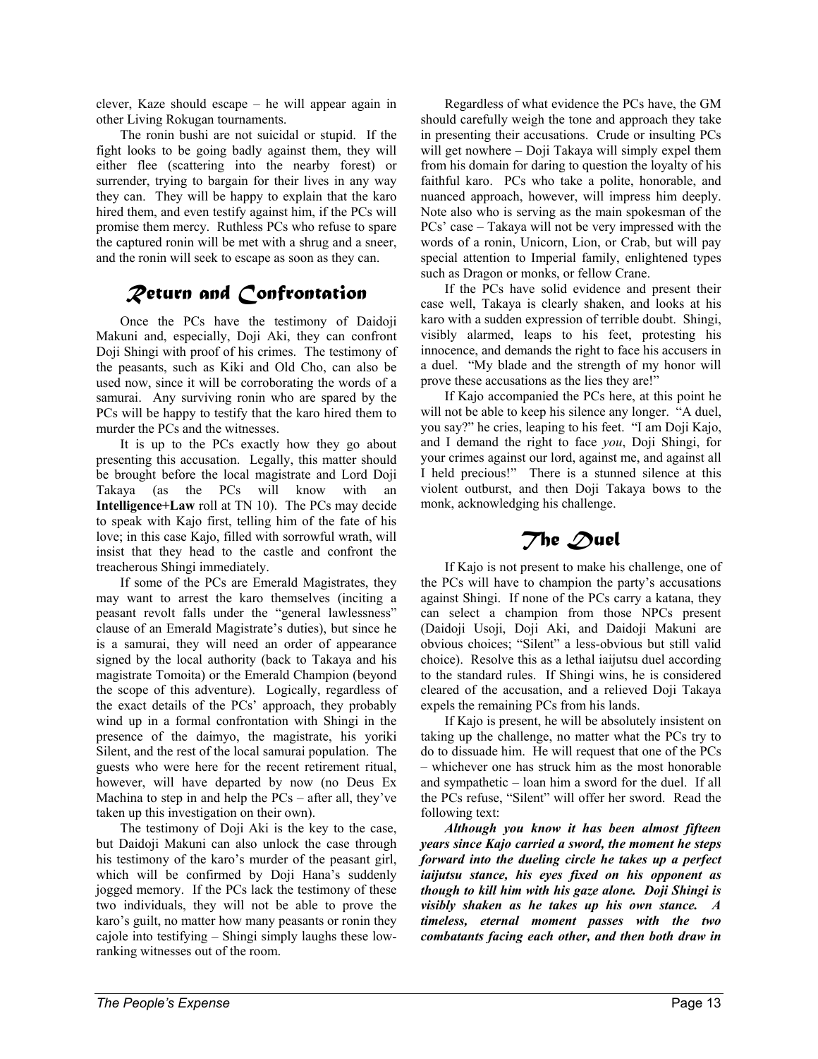clever, Kaze should escape – he will appear again in other Living Rokugan tournaments.

The ronin bushi are not suicidal or stupid. If the fight looks to be going badly against them, they will either flee (scattering into the nearby forest) or surrender, trying to bargain for their lives in any way they can. They will be happy to explain that the karo hired them, and even testify against him, if the PCs will promise them mercy. Ruthless PCs who refuse to spare the captured ronin will be met with a shrug and a sneer, and the ronin will seek to escape as soon as they can.

## Return and Confrontation

Once the PCs have the testimony of Daidoji Makuni and, especially, Doji Aki, they can confront Doji Shingi with proof of his crimes. The testimony of the peasants, such as Kiki and Old Cho, can also be used now, since it will be corroborating the words of a samurai. Any surviving ronin who are spared by the PCs will be happy to testify that the karo hired them to murder the PCs and the witnesses.

It is up to the PCs exactly how they go about presenting this accusation. Legally, this matter should be brought before the local magistrate and Lord Doji Takaya (as the PCs will know with an **Intelligence+Law** roll at TN 10). The PCs may decide to speak with Kajo first, telling him of the fate of his love; in this case Kajo, filled with sorrowful wrath, will insist that they head to the castle and confront the treacherous Shingi immediately.

If some of the PCs are Emerald Magistrates, they may want to arrest the karo themselves (inciting a peasant revolt falls under the "general lawlessness" clause of an Emerald Magistrate's duties), but since he is a samurai, they will need an order of appearance signed by the local authority (back to Takaya and his magistrate Tomoita) or the Emerald Champion (beyond the scope of this adventure). Logically, regardless of the exact details of the PCs' approach, they probably wind up in a formal confrontation with Shingi in the presence of the daimyo, the magistrate, his yoriki Silent, and the rest of the local samurai population. The guests who were here for the recent retirement ritual, however, will have departed by now (no Deus Ex Machina to step in and help the PCs – after all, they've taken up this investigation on their own).

The testimony of Doji Aki is the key to the case, but Daidoji Makuni can also unlock the case through his testimony of the karo's murder of the peasant girl, which will be confirmed by Doji Hana's suddenly jogged memory. If the PCs lack the testimony of these two individuals, they will not be able to prove the karo's guilt, no matter how many peasants or ronin they cajole into testifying – Shingi simply laughs these low-ranking witnesses out of the room.

Regardless of what evidence the PCs have, the GM should carefully weigh the tone and approach they take in presenting their accusations. Crude or insulting PCs will get nowhere – Doji Takaya will simply expel them from his domain for daring to question the loyalty of his faithful karo. PCs who take a polite, honorable, and nuanced approach, however, will impress him deeply. Note also who is serving as the main spokesman of the PCs' case – Takaya will not be very impressed with the words of a ronin, Unicorn, Lion, or Crab, but will pay special attention to Imperial family, enlightened types such as Dragon or monks, or fellow Crane.

If the PCs have solid evidence and present their case well, Takaya is clearly shaken, and looks at his karo with a sudden expression of terrible doubt. Shingi, visibly alarmed, leaps to his feet, protesting his innocence, and demands the right to face his accusers in a duel. "My blade and the strength of my honor will prove these accusations as the lies they are!"

If Kajo accompanied the PCs here, at this point he will not be able to keep his silence any longer. "A duel, you say?" he cries, leaping to his feet. "I am Doji Kajo, and I demand the right to face *you*, Doji Shingi, for your crimes against our lord, against me, and against all I held precious!" There is a stunned silence at this violent outburst, and then Doji Takaya bows to the monk, acknowledging his challenge.

## The Duel

If Kajo is not present to make his challenge, one of the PCs will have to champion the party's accusations against Shingi. If none of the PCs carry a katana, they can select a champion from those NPCs present (Daidoji Usoji, Doji Aki, and Daidoji Makuni are obvious choices; "Silent" a less-obvious but still valid choice). Resolve this as a lethal iaijutsu duel according to the standard rules. If Shingi wins, he is considered cleared of the accusation, and a relieved Doji Takaya expels the remaining PCs from his lands.

If Kajo is present, he will be absolutely insistent on taking up the challenge, no matter what the PCs try to do to dissuade him. He will request that one of the PCs – whichever one has struck him as the most honorable and sympathetic – loan him a sword for the duel. If all the PCs refuse, "Silent" will offer her sword. Read the following text:

***Although you know it has been almost fifteen years since Kajo carried a sword, the moment he steps forward into the dueling circle he takes up a perfect iaijutsu stance, his eyes fixed on his opponent as though to kill him with his gaze alone. Doji Shingi is visibly shaken as he takes up his own stance. A timeless, eternal moment passes with the two combatants facing each other, and then both draw in***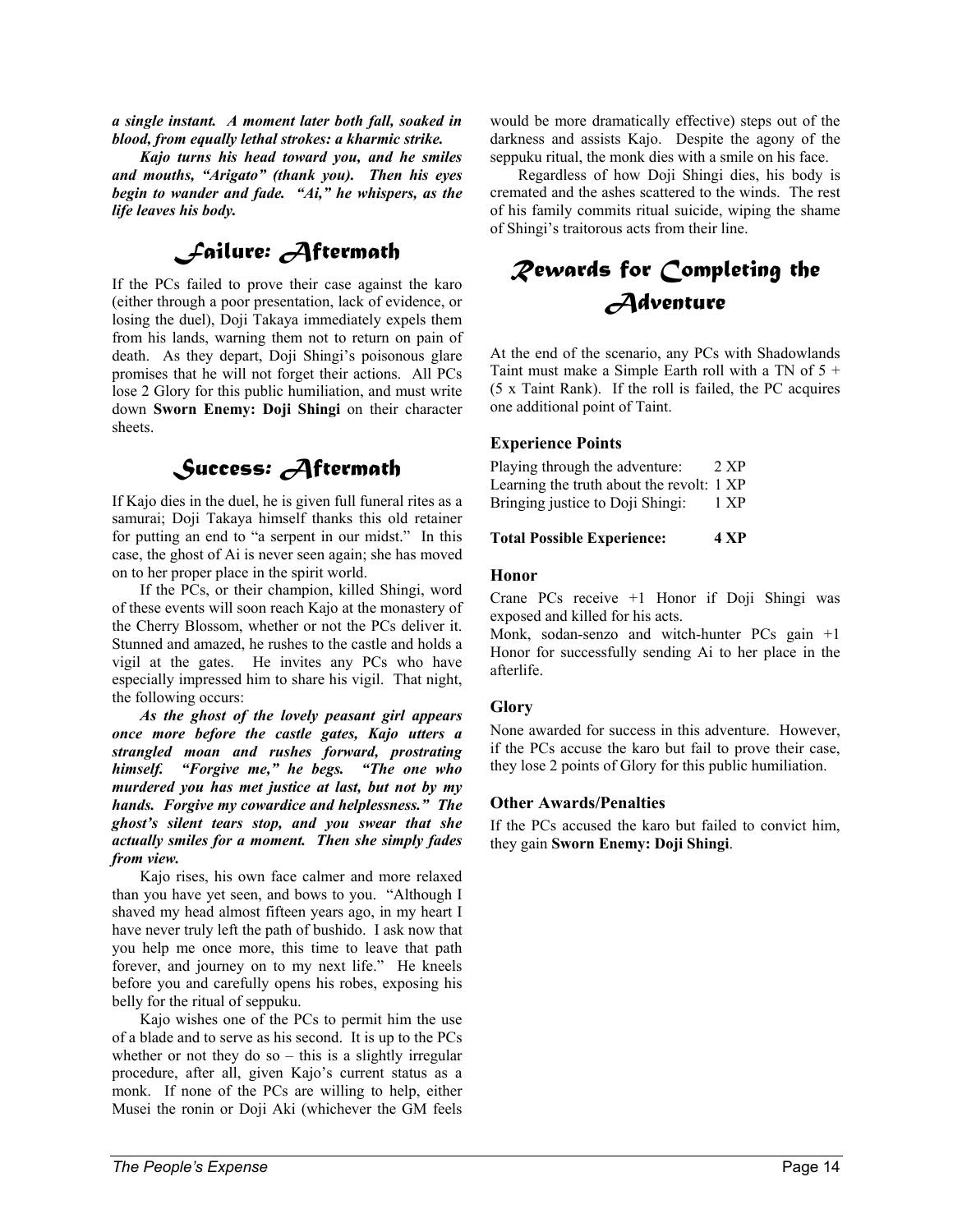***a single instant. A moment later both fall, soaked in blood, from equally lethal strokes: a kharmic strike.***

***Kajo turns his head toward you, and he smiles and mouths, "Arigato" (thank you). Then his eyes begin to wander and fade. "Ai," he whispers, as the life leaves his body.***

## Failure: Aftermath

If the PCs failed to prove their case against the karo (either through a poor presentation, lack of evidence, or losing the duel), Doji Takaya immediately expels them from his lands, warning them not to return on pain of death. As they depart, Doji Shingi's poisonous glare promises that he will not forget their actions. All PCs lose 2 Glory for this public humiliation, and must write down **Sworn Enemy: Doji Shingi** on their character sheets.

## Success: Aftermath

If Kajo dies in the duel, he is given full funeral rites as a samurai; Doji Takaya himself thanks this old retainer for putting an end to "a serpent in our midst." In this case, the ghost of Ai is never seen again; she has moved on to her proper place in the spirit world.

If the PCs, or their champion, killed Shingi, word of these events will soon reach Kajo at the monastery of the Cherry Blossom, whether or not the PCs deliver it. Stunned and amazed, he rushes to the castle and holds a vigil at the gates. He invites any PCs who have especially impressed him to share his vigil. That night, the following occurs:

***As the ghost of the lovely peasant girl appears once more before the castle gates, Kajo utters a strangled moan and rushes forward, prostrating himself. "Forgive me," he begs. "The one who murdered you has met justice at last, but not by my hands. Forgive my cowardice and helplessness." The ghost's silent tears stop, and you swear that she actually smiles for a moment. Then she simply fades from view.***

Kajo rises, his own face calmer and more relaxed than you have yet seen, and bows to you. "Although I shaved my head almost fifteen years ago, in my heart I have never truly left the path of bushido. I ask now that you help me once more, this time to leave that path forever, and journey on to my next life." He kneels before you and carefully opens his robes, exposing his belly for the ritual of seppuku.

Kajo wishes one of the PCs to permit him the use of a blade and to serve as his second. It is up to the PCs whether or not they do so – this is a slightly irregular procedure, after all, given Kajo's current status as a monk. If none of the PCs are willing to help, either Musei the ronin or Doji Aki (whichever the GM feels would be more dramatically effective) steps out of the darkness and assists Kajo. Despite the agony of the seppuku ritual, the monk dies with a smile on his face.

Regardless of how Doji Shingi dies, his body is cremated and the ashes scattered to the winds. The rest of his family commits ritual suicide, wiping the shame of Shingi's traitorous acts from their line.

## Rewards for Completing the Adventure

At the end of the scenario, any PCs with Shadowlands Taint must make a Simple Earth roll with a TN of 5 + (5 x Taint Rank). If the roll is failed, the PC acquires one additional point of Taint.

### Experience Points

| | |
|---|---|
| Playing through the adventure: | 2 XP |
| Learning the truth about the revolt: | 1 XP |
| Bringing justice to Doji Shingi: | 1 XP |
| **Total Possible Experience:** | **4 XP** |

### Honor

Crane PCs receive +1 Honor if Doji Shingi was exposed and killed for his acts.

Monk, sodan-senzo and witch-hunter PCs gain +1 Honor for successfully sending Ai to her place in the afterlife.

### Glory

None awarded for success in this adventure. However, if the PCs accuse the karo but fail to prove their case, they lose 2 points of Glory for this public humiliation.

### Other Awards/Penalties

If the PCs accused the karo but failed to convict him, they gain **Sworn Enemy: Doji Shingi**.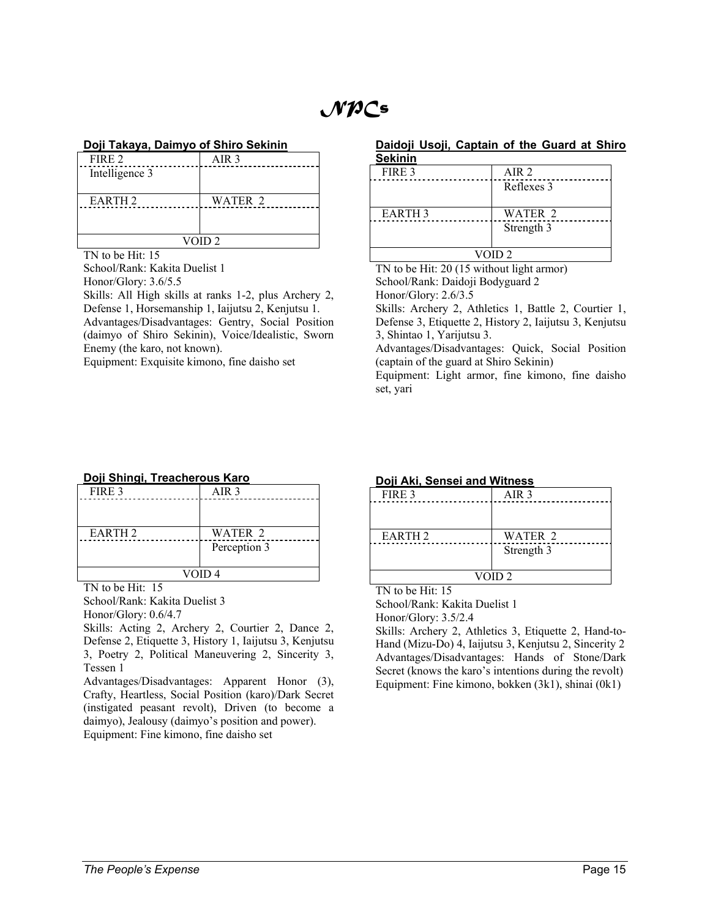# NPCs

### Doji Takaya, Daimyo of Shiro Sekinin

| FIRE 2 | AIR 3 |
|---|---|
| Intelligence 3 | |
| EARTH 2 | WATER 2 |
| | |
| VOID 2 | |

TN to be Hit: 15
School/Rank: Kakita Duelist 1
Honor/Glory: 3.6/5.5
Skills: All High skills at ranks 1-2, plus Archery 2, Defense 1, Horsemanship 1, Iaijutsu 2, Kenjutsu 1.
Advantages/Disadvantages: Gentry, Social Position (daimyo of Shiro Sekinin), Voice/Idealistic, Sworn Enemy (the karo, not known).
Equipment: Exquisite kimono, fine daisho set

### Daidoji Usoji, Captain of the Guard at Shiro Sekinin

| FIRE 3 | AIR 2 |
|---|---|
| | Reflexes 3 |
| EARTH 3 | WATER 2 |
| | Strength 3 |
| VOID 2 | |

TN to be Hit: 20 (15 without light armor)
School/Rank: Daidoji Bodyguard 2
Honor/Glory: 2.6/3.5
Skills: Archery 2, Athletics 1, Battle 2, Courtier 1, Defense 3, Etiquette 2, History 2, Iaijutsu 3, Kenjutsu 3, Shintao 1, Yarijutsu 3.
Advantages/Disadvantages: Quick, Social Position (captain of the guard at Shiro Sekinin)
Equipment: Light armor, fine kimono, fine daisho set, yari

### Doji Shingi, Treacherous Karo

| FIRE 3 | AIR 3 |
|---|---|
| | |
| EARTH 2 | WATER 2 |
| | Perception 3 |
| VOID 4 | |

TN to be Hit: 15
School/Rank: Kakita Duelist 3
Honor/Glory: 0.6/4.7
Skills: Acting 2, Archery 2, Courtier 2, Dance 2, Defense 2, Etiquette 3, History 1, Iaijutsu 3, Kenjutsu 3, Poetry 2, Political Maneuvering 2, Sincerity 3, Tessen 1
Advantages/Disadvantages: Apparent Honor (3), Crafty, Heartless, Social Position (karo)/Dark Secret (instigated peasant revolt), Driven (to become a daimyo), Jealousy (daimyo's position and power).
Equipment: Fine kimono, fine daisho set

### Doji Aki, Sensei and Witness

| FIRE 3 | AIR 3 |
|---|---|
| | |
| EARTH 2 | WATER 2 |
| | Strength 3 |
| VOID 2 | |

TN to be Hit: 15
School/Rank: Kakita Duelist 1
Honor/Glory: 3.5/2.4
Skills: Archery 2, Athletics 3, Etiquette 2, Hand-to-Hand (Mizu-Do) 4, Iaijutsu 3, Kenjutsu 2, Sincerity 2
Advantages/Disadvantages: Hands of Stone/Dark Secret (knows the karo's intentions during the revolt)
Equipment: Fine kimono, bokken (3k1), shinai (0k1)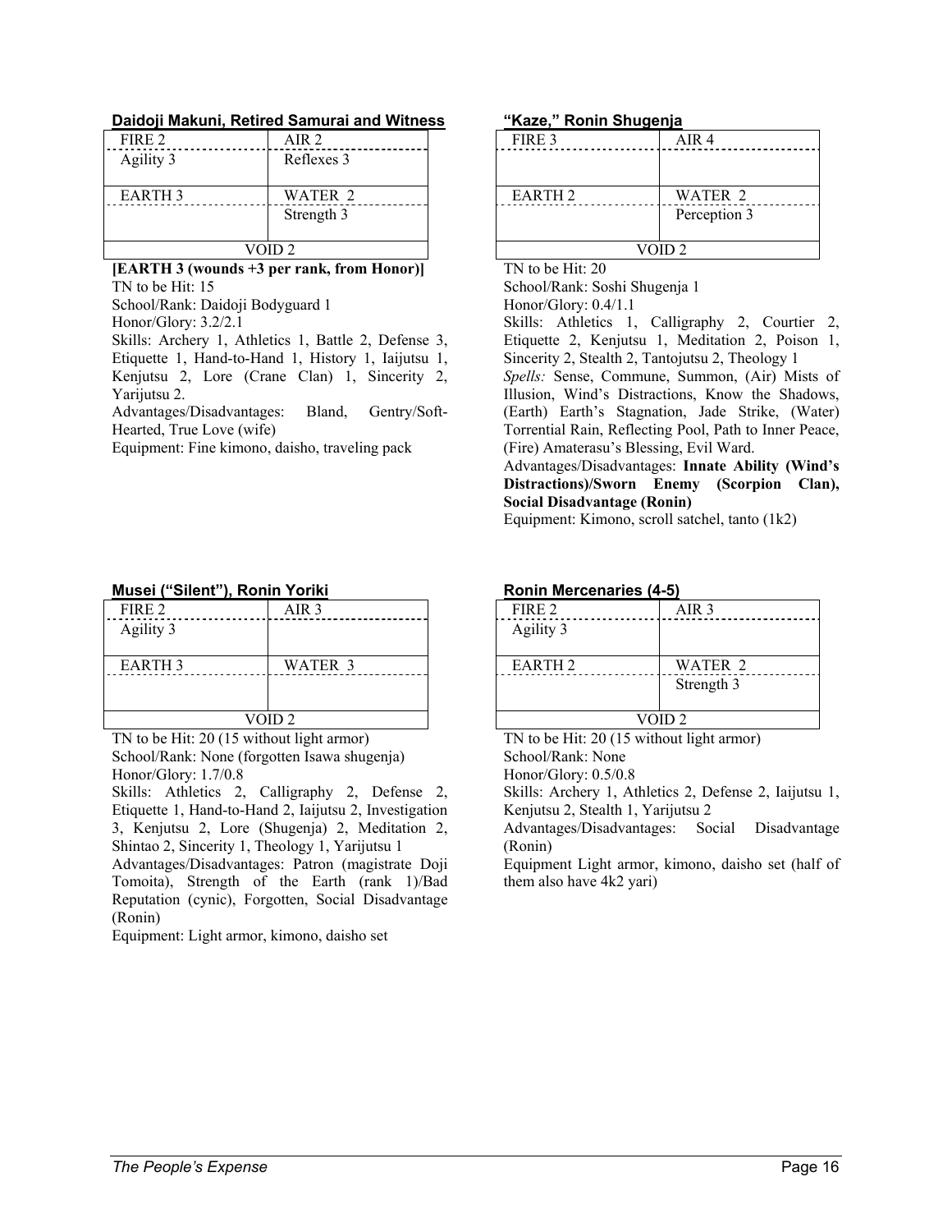### Daidoji Makuni, Retired Samurai and Witness

| FIRE 2 | AIR 2 |
|---|---|
| Agility 3 | Reflexes 3 |
| EARTH 3 | WATER 2 |
| | Strength 3 |
| VOID 2 | |

**[EARTH 3 (wounds +3 per rank, from Honor)]**

TN to be Hit: 15

School/Rank: Daidoji Bodyguard 1

Honor/Glory: 3.2/2.1

Skills: Archery 1, Athletics 1, Battle 2, Defense 3, Etiquette 1, Hand-to-Hand 1, History 1, Iaijutsu 1, Kenjutsu 2, Lore (Crane Clan) 1, Sincerity 2, Yarijutsu 2.

Advantages/Disadvantages: Bland, Gentry/Soft-Hearted, True Love (wife)

Equipment: Fine kimono, daisho, traveling pack

### "Kaze," Ronin Shugenja

| FIRE 3 | AIR 4 |
|---|---|
| | |
| EARTH 2 | WATER 2 |
| | Perception 3 |
| VOID 2 | |

TN to be Hit: 20

School/Rank: Soshi Shugenja 1

Honor/Glory: 0.4/1.1

Skills: Athletics 1, Calligraphy 2, Courtier 2, Etiquette 2, Kenjutsu 1, Meditation 2, Poison 1, Sincerity 2, Stealth 2, Tantojutsu 2, Theology 1

*Spells:* Sense, Commune, Summon, (Air) Mists of Illusion, Wind's Distractions, Know the Shadows, (Earth) Earth's Stagnation, Jade Strike, (Water) Torrential Rain, Reflecting Pool, Path to Inner Peace, (Fire) Amaterasu's Blessing, Evil Ward.

Advantages/Disadvantages: **Innate Ability (Wind's Distractions)/Sworn Enemy (Scorpion Clan), Social Disadvantage (Ronin)**

Equipment: Kimono, scroll satchel, tanto (1k2)

### Musei ("Silent"), Ronin Yoriki

| FIRE 2 | AIR 3 |
|---|---|
| Agility 3 | |
| EARTH 3 | WATER 3 |
| | |
| VOID 2 | |

TN to be Hit: 20 (15 without light armor)

School/Rank: None (forgotten Isawa shugenja)

Honor/Glory: 1.7/0.8

Skills: Athletics 2, Calligraphy 2, Defense 2, Etiquette 1, Hand-to-Hand 2, Iaijutsu 2, Investigation 3, Kenjutsu 2, Lore (Shugenja) 2, Meditation 2, Shintao 2, Sincerity 1, Theology 1, Yarijutsu 1

Advantages/Disadvantages: Patron (magistrate Doji Tomoita), Strength of the Earth (rank 1)/Bad Reputation (cynic), Forgotten, Social Disadvantage (Ronin)

Equipment: Light armor, kimono, daisho set

### Ronin Mercenaries (4-5)

| FIRE 2 | AIR 3 |
|---|---|
| Agility 3 | |
| EARTH 2 | WATER 2 |
| | Strength 3 |
| VOID 2 | |

TN to be Hit: 20 (15 without light armor)

School/Rank: None

Honor/Glory: 0.5/0.8

Skills: Archery 1, Athletics 2, Defense 2, Iaijutsu 1, Kenjutsu 2, Stealth 1, Yarijutsu 2

Advantages/Disadvantages: Social Disadvantage (Ronin)

Equipment Light armor, kimono, daisho set (half of them also have 4k2 yari)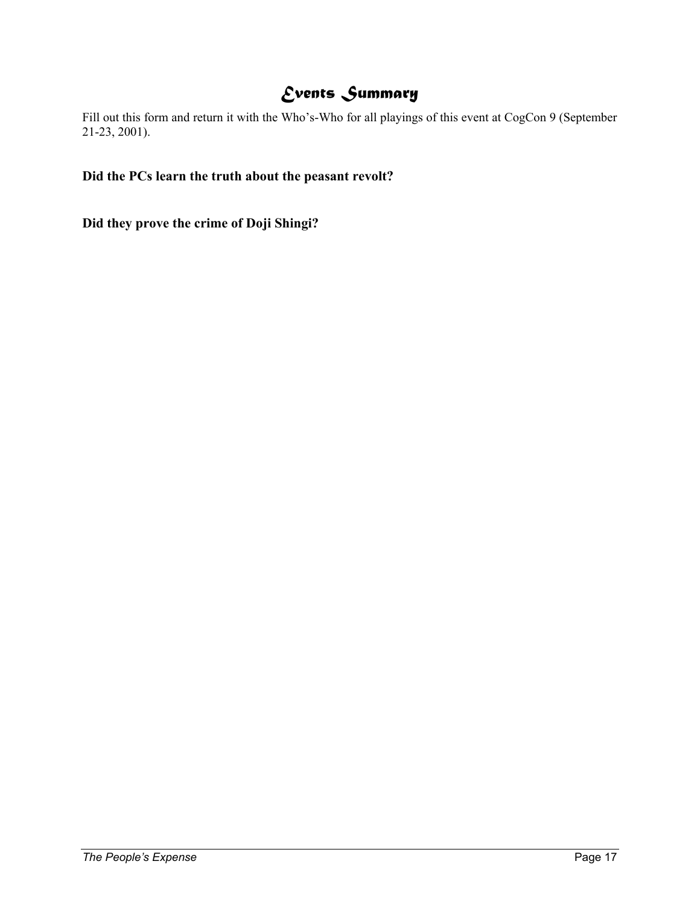# *Events Summary*

Fill out this form and return it with the Who's-Who for all playings of this event at CogCon 9 (September 21-23, 2001).

**Did the PCs learn the truth about the peasant revolt?**

**Did they prove the crime of Doji Shingi?**